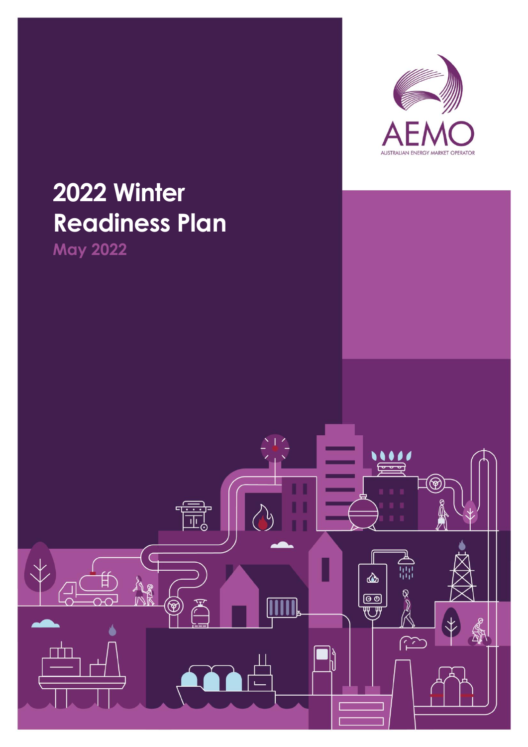AEMO

AUSTRALIAN ENERGY MARKET OPERATOR

# 2022 Winter Readiness Plan

May 2022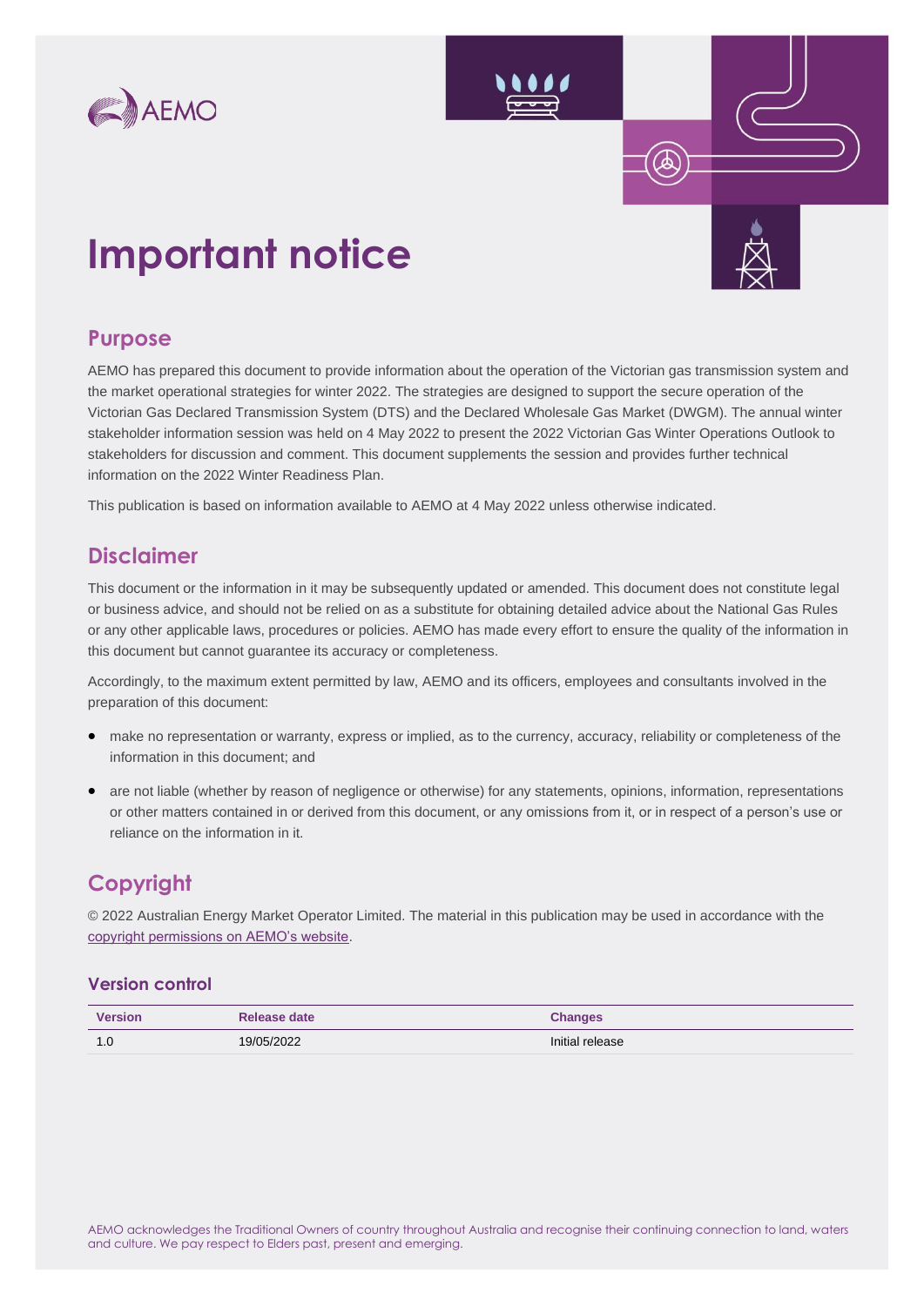# Important notice

## Purpose

AEMO has prepared this document to provide information about the operation of the Victorian gas transmission system and the market operational strategies for winter 2022. The strategies are designed to support the secure operation of the Victorian Gas Declared Transmission System (DTS) and the Declared Wholesale Gas Market (DWGM). The annual winter stakeholder information session was held on 4 May 2022 to present the 2022 Victorian Gas Winter Operations Outlook to stakeholders for discussion and comment. This document supplements the session and provides further technical information on the 2022 Winter Readiness Plan.

This publication is based on information available to AEMO at 4 May 2022 unless otherwise indicated.

## Disclaimer

This document or the information in it may be subsequently updated or amended. This document does not constitute legal or business advice, and should not be relied on as a substitute for obtaining detailed advice about the National Gas Rules or any other applicable laws, procedures or policies. AEMO has made every effort to ensure the quality of the information in this document but cannot guarantee its accuracy or completeness.

Accordingly, to the maximum extent permitted by law, AEMO and its officers, employees and consultants involved in the preparation of this document:

- make no representation or warranty, express or implied, as to the currency, accuracy, reliability or completeness of the information in this document; and
- are not liable (whether by reason of negligence or otherwise) for any statements, opinions, information, representations or other matters contained in or derived from this document, or any omissions from it, or in respect of a person's use or reliance on the information in it.

## Copyright

© 2022 Australian Energy Market Operator Limited. The material in this publication may be used in accordance with the copyright permissions on AEMO's website.

### Version control

| Version | Release date | Changes |
|---|---|---|
| 1.0 | 19/05/2022 | Initial release |

AEMO acknowledges the Traditional Owners of country throughout Australia and recognise their continuing connection to land, waters and culture. We pay respect to Elders past, present and emerging.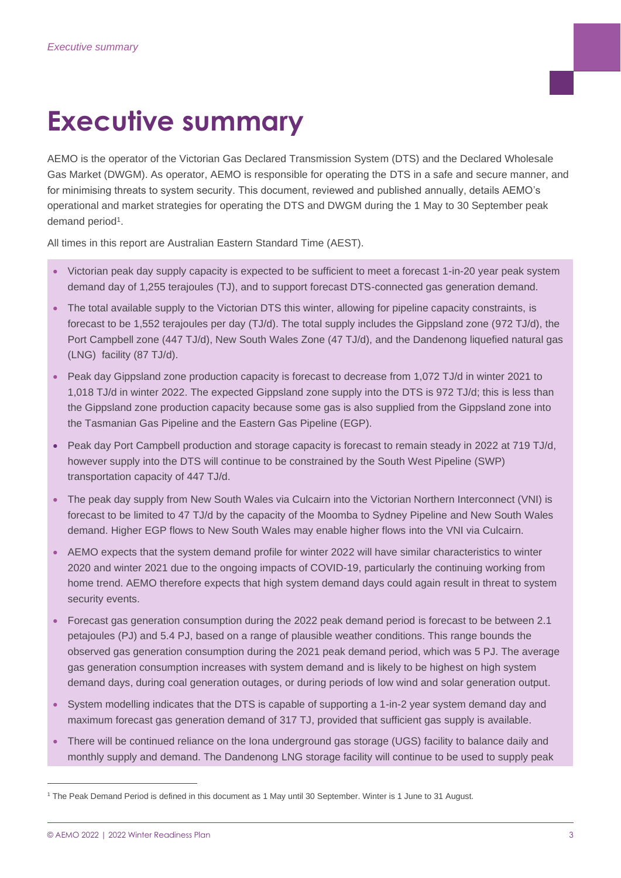# Executive summary

AEMO is the operator of the Victorian Gas Declared Transmission System (DTS) and the Declared Wholesale Gas Market (DWGM). As operator, AEMO is responsible for operating the DTS in a safe and secure manner, and for minimising threats to system security. This document, reviewed and published annually, details AEMO's operational and market strategies for operating the DTS and DWGM during the 1 May to 30 September peak demand period[1].

All times in this report are Australian Eastern Standard Time (AEST).

- Victorian peak day supply capacity is expected to be sufficient to meet a forecast 1-in-20 year peak system demand day of 1,255 terajoules (TJ), and to support forecast DTS-connected gas generation demand.
- The total available supply to the Victorian DTS this winter, allowing for pipeline capacity constraints, is forecast to be 1,552 terajoules per day (TJ/d). The total supply includes the Gippsland zone (972 TJ/d), the Port Campbell zone (447 TJ/d), New South Wales Zone (47 TJ/d), and the Dandenong liquefied natural gas (LNG) facility (87 TJ/d).
- Peak day Gippsland zone production capacity is forecast to decrease from 1,072 TJ/d in winter 2021 to 1,018 TJ/d in winter 2022. The expected Gippsland zone supply into the DTS is 972 TJ/d; this is less than the Gippsland zone production capacity because some gas is also supplied from the Gippsland zone into the Tasmanian Gas Pipeline and the Eastern Gas Pipeline (EGP).
- Peak day Port Campbell production and storage capacity is forecast to remain steady in 2022 at 719 TJ/d, however supply into the DTS will continue to be constrained by the South West Pipeline (SWP) transportation capacity of 447 TJ/d.
- The peak day supply from New South Wales via Culcairn into the Victorian Northern Interconnect (VNI) is forecast to be limited to 47 TJ/d by the capacity of the Moomba to Sydney Pipeline and New South Wales demand. Higher EGP flows to New South Wales may enable higher flows into the VNI via Culcairn.
- AEMO expects that the system demand profile for winter 2022 will have similar characteristics to winter 2020 and winter 2021 due to the ongoing impacts of COVID-19, particularly the continuing working from home trend. AEMO therefore expects that high system demand days could again result in threat to system security events.
- Forecast gas generation consumption during the 2022 peak demand period is forecast to be between 2.1 petajoules (PJ) and 5.4 PJ, based on a range of plausible weather conditions. This range bounds the observed gas generation consumption during the 2021 peak demand period, which was 5 PJ. The average gas generation consumption increases with system demand and is likely to be highest on high system demand days, during coal generation outages, or during periods of low wind and solar generation output.
- System modelling indicates that the DTS is capable of supporting a 1-in-2 year system demand day and maximum forecast gas generation demand of 317 TJ, provided that sufficient gas supply is available.
- There will be continued reliance on the Iona underground gas storage (UGS) facility to balance daily and monthly supply and demand. The Dandenong LNG storage facility will continue to be used to supply peak

[1] The Peak Demand Period is defined in this document as 1 May until 30 September. Winter is 1 June to 31 August.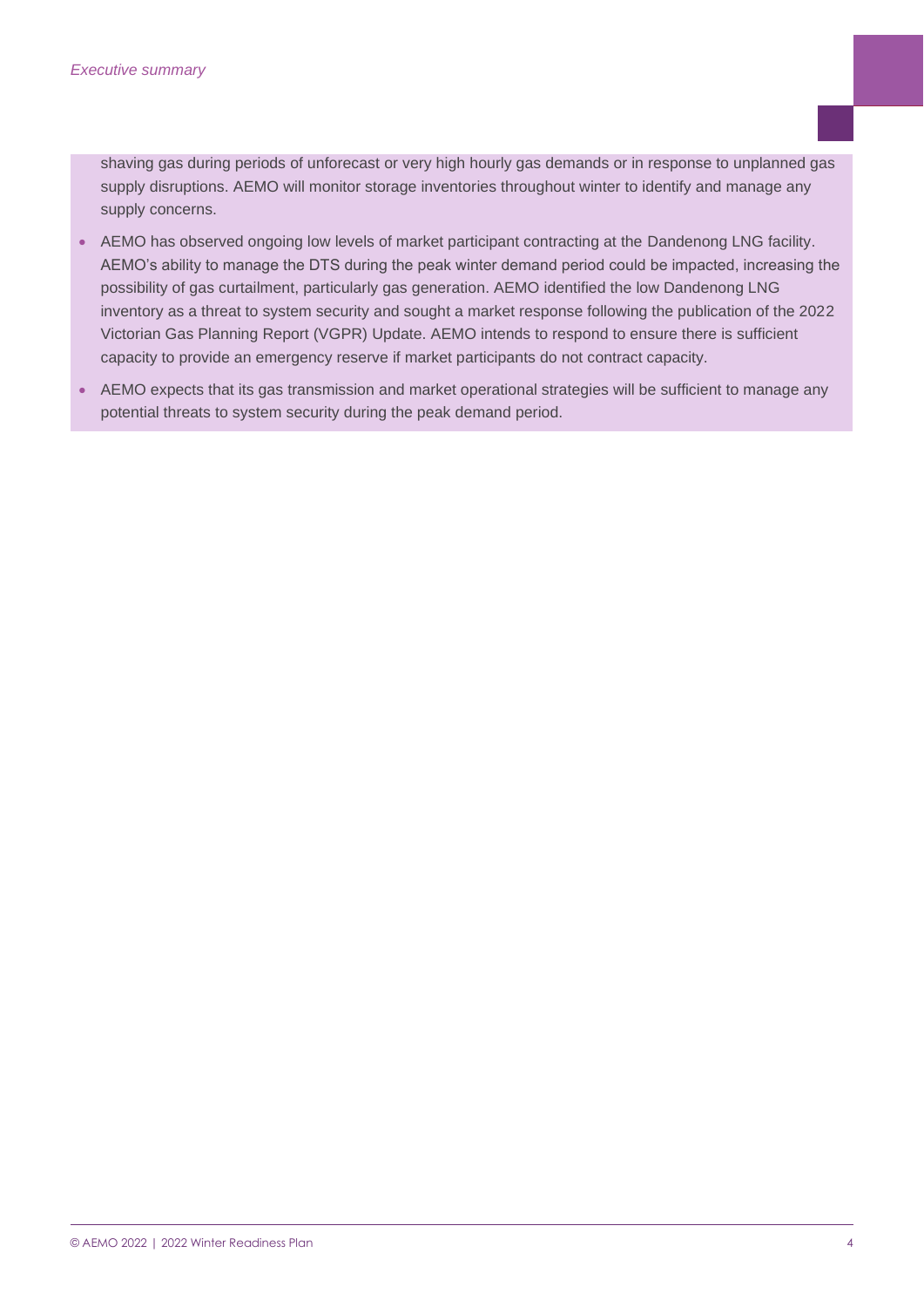shaving gas during periods of unforecast or very high hourly gas demands or in response to unplanned gas supply disruptions. AEMO will monitor storage inventories throughout winter to identify and manage any supply concerns.

- AEMO has observed ongoing low levels of market participant contracting at the Dandenong LNG facility. AEMO's ability to manage the DTS during the peak winter demand period could be impacted, increasing the possibility of gas curtailment, particularly gas generation. AEMO identified the low Dandenong LNG inventory as a threat to system security and sought a market response following the publication of the 2022 Victorian Gas Planning Report (VGPR) Update. AEMO intends to respond to ensure there is sufficient capacity to provide an emergency reserve if market participants do not contract capacity.
- AEMO expects that its gas transmission and market operational strategies will be sufficient to manage any potential threats to system security during the peak demand period.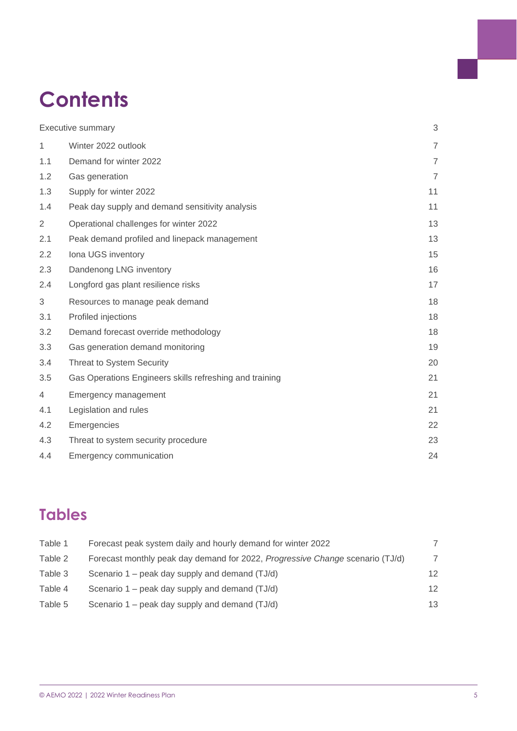# Contents

| | | |
|---|---|---|
| Executive summary | | 3 |
| 1 | Winter 2022 outlook | 7 |
| 1.1 | Demand for winter 2022 | 7 |
| 1.2 | Gas generation | 7 |
| 1.3 | Supply for winter 2022 | 11 |
| 1.4 | Peak day supply and demand sensitivity analysis | 11 |
| 2 | Operational challenges for winter 2022 | 13 |
| 2.1 | Peak demand profiled and linepack management | 13 |
| 2.2 | Iona UGS inventory | 15 |
| 2.3 | Dandenong LNG inventory | 16 |
| 2.4 | Longford gas plant resilience risks | 17 |
| 3 | Resources to manage peak demand | 18 |
| 3.1 | Profiled injections | 18 |
| 3.2 | Demand forecast override methodology | 18 |
| 3.3 | Gas generation demand monitoring | 19 |
| 3.4 | Threat to System Security | 20 |
| 3.5 | Gas Operations Engineers skills refreshing and training | 21 |
| 4 | Emergency management | 21 |
| 4.1 | Legislation and rules | 21 |
| 4.2 | Emergencies | 22 |
| 4.3 | Threat to system security procedure | 23 |
| 4.4 | Emergency communication | 24 |

# Tables

| | | |
|---|---|---|
| Table 1 | Forecast peak system daily and hourly demand for winter 2022 | 7 |
| Table 2 | Forecast monthly peak day demand for 2022, *Progressive Change* scenario (TJ/d) | 7 |
| Table 3 | Scenario 1 – peak day supply and demand (TJ/d) | 12 |
| Table 4 | Scenario 1 – peak day supply and demand (TJ/d) | 12 |
| Table 5 | Scenario 1 – peak day supply and demand (TJ/d) | 13 |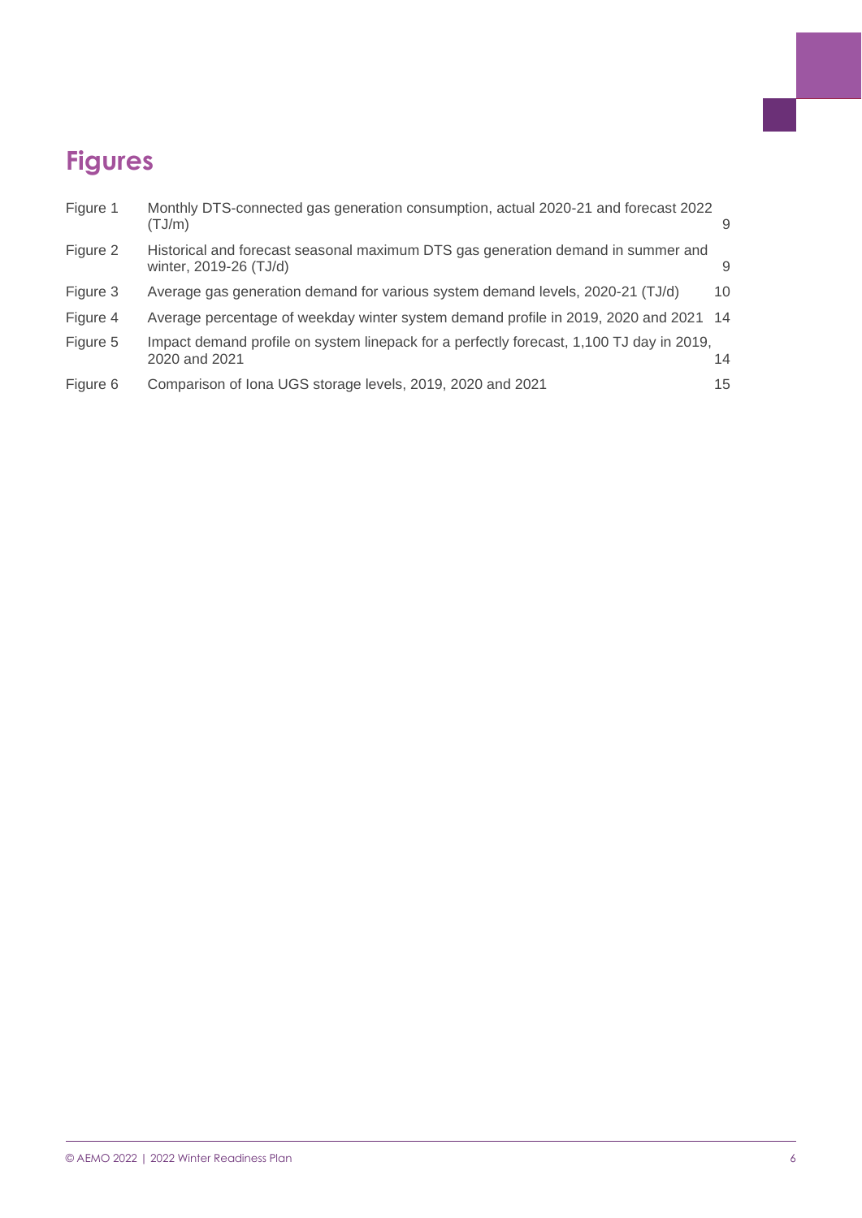# Figures

| | | |
|---|---|---|
| Figure 1 | Monthly DTS-connected gas generation consumption, actual 2020-21 and forecast 2022 (TJ/m) | 9 |
| Figure 2 | Historical and forecast seasonal maximum DTS gas generation demand in summer and winter, 2019-26 (TJ/d) | 9 |
| Figure 3 | Average gas generation demand for various system demand levels, 2020-21 (TJ/d) | 10 |
| Figure 4 | Average percentage of weekday winter system demand profile in 2019, 2020 and 2021 | 14 |
| Figure 5 | Impact demand profile on system linepack for a perfectly forecast, 1,100 TJ day in 2019, 2020 and 2021 | 14 |
| Figure 6 | Comparison of Iona UGS storage levels, 2019, 2020 and 2021 | 15 |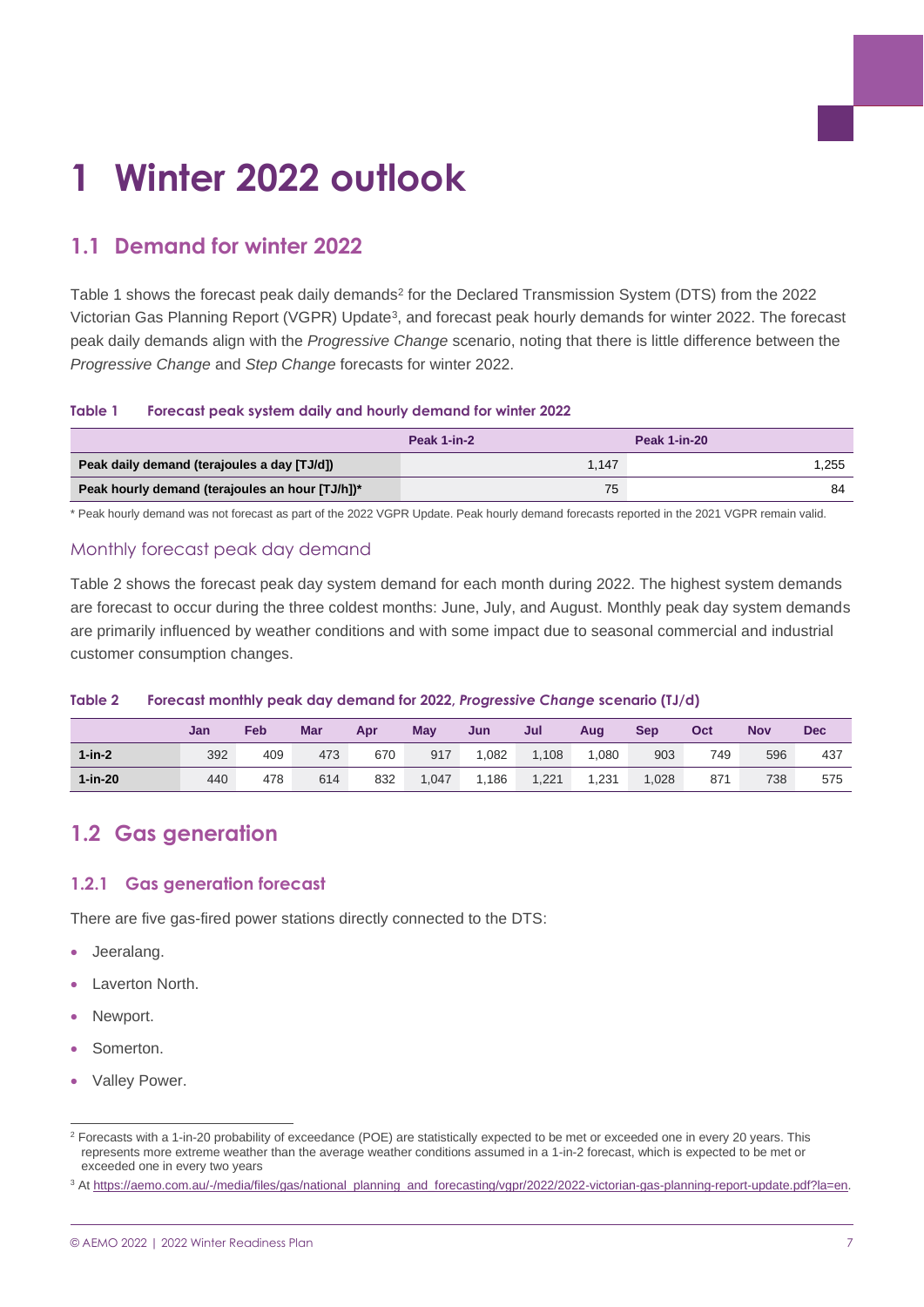# 1 Winter 2022 outlook

## 1.1 Demand for winter 2022

Table 1 shows the forecast peak daily demands[2] for the Declared Transmission System (DTS) from the 2022 Victorian Gas Planning Report (VGPR) Update[3], and forecast peak hourly demands for winter 2022. The forecast peak daily demands align with the *Progressive Change* scenario, noting that there is little difference between the *Progressive Change* and *Step Change* forecasts for winter 2022.

**Table 1 Forecast peak system daily and hourly demand for winter 2022**

| | Peak 1-in-2 | Peak 1-in-20 |
|---|---|---|
| **Peak daily demand (terajoules a day [TJ/d])** | 1,147 | 1,255 |
| **Peak hourly demand (terajoules an hour [TJ/h])*** | 75 | 84 |

\* Peak hourly demand was not forecast as part of the 2022 VGPR Update. Peak hourly demand forecasts reported in the 2021 VGPR remain valid.

### Monthly forecast peak day demand

Table 2 shows the forecast peak day system demand for each month during 2022. The highest system demands are forecast to occur during the three coldest months: June, July, and August. Monthly peak day system demands are primarily influenced by weather conditions and with some impact due to seasonal commercial and industrial customer consumption changes.

**Table 2 Forecast monthly peak day demand for 2022, *Progressive Change* scenario (TJ/d)**

| | Jan | Feb | Mar | Apr | May | Jun | Jul | Aug | Sep | Oct | Nov | Dec |
|---|---|---|---|---|---|---|---|---|---|---|---|---|
| **1-in-2** | 392 | 409 | 473 | 670 | 917 | 1,082 | 1,108 | 1,080 | 903 | 749 | 596 | 437 |
| **1-in-20** | 440 | 478 | 614 | 832 | 1,047 | 1,186 | 1,221 | 1,231 | 1,028 | 871 | 738 | 575 |

## 1.2 Gas generation

### 1.2.1 Gas generation forecast

There are five gas-fired power stations directly connected to the DTS:

- Jeeralang.
- Laverton North.
- Newport.
- Somerton.
- Valley Power.

---

[2] Forecasts with a 1-in-20 probability of exceedance (POE) are statistically expected to be met or exceeded one in every 20 years. This represents more extreme weather than the average weather conditions assumed in a 1-in-2 forecast, which is expected to be met or exceeded one in every two years

[3] At https://aemo.com.au/-/media/files/gas/national_planning_and_forecasting/vgpr/2022/2022-victorian-gas-planning-report-update.pdf?la=en.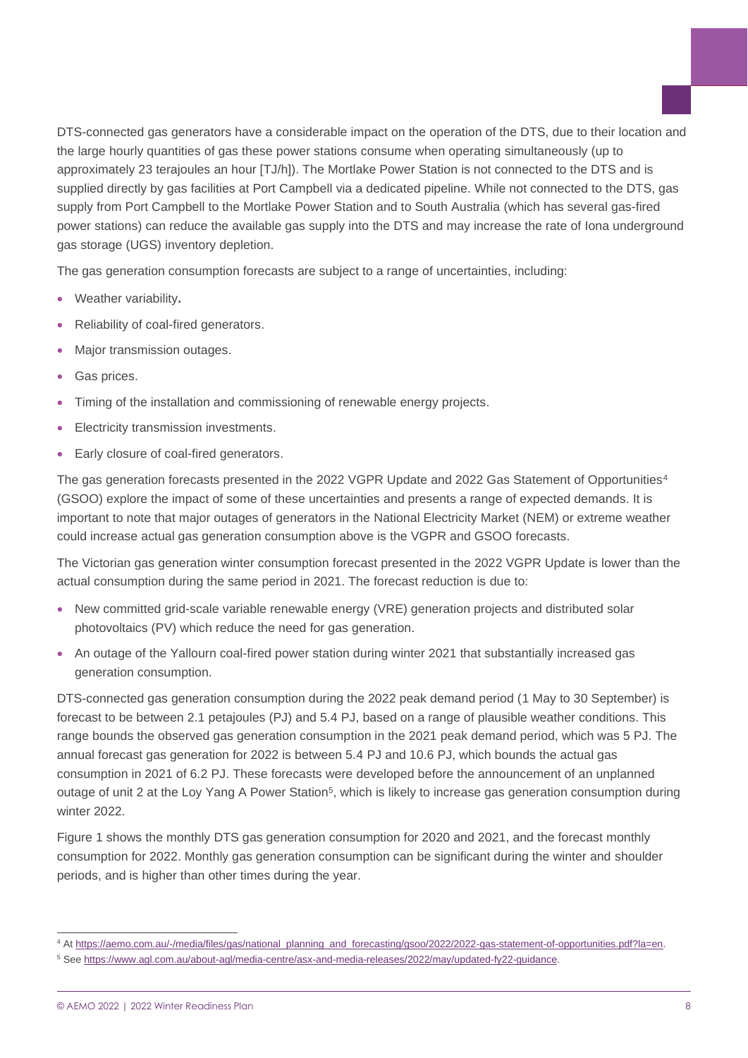DTS-connected gas generators have a considerable impact on the operation of the DTS, due to their location and the large hourly quantities of gas these power stations consume when operating simultaneously (up to approximately 23 terajoules an hour [TJ/h]). The Mortlake Power Station is not connected to the DTS and is supplied directly by gas facilities at Port Campbell via a dedicated pipeline. While not connected to the DTS, gas supply from Port Campbell to the Mortlake Power Station and to South Australia (which has several gas-fired power stations) can reduce the available gas supply into the DTS and may increase the rate of Iona underground gas storage (UGS) inventory depletion.

The gas generation consumption forecasts are subject to a range of uncertainties, including:

- Weather variability**.**
- Reliability of coal-fired generators.
- Major transmission outages.
- Gas prices.
- Timing of the installation and commissioning of renewable energy projects.
- Electricity transmission investments.
- Early closure of coal-fired generators.

The gas generation forecasts presented in the 2022 VGPR Update and 2022 Gas Statement of Opportunities[4] (GSOO) explore the impact of some of these uncertainties and presents a range of expected demands. It is important to note that major outages of generators in the National Electricity Market (NEM) or extreme weather could increase actual gas generation consumption above is the VGPR and GSOO forecasts.

The Victorian gas generation winter consumption forecast presented in the 2022 VGPR Update is lower than the actual consumption during the same period in 2021. The forecast reduction is due to:

- New committed grid-scale variable renewable energy (VRE) generation projects and distributed solar photovoltaics (PV) which reduce the need for gas generation.
- An outage of the Yallourn coal-fired power station during winter 2021 that substantially increased gas generation consumption.

DTS-connected gas generation consumption during the 2022 peak demand period (1 May to 30 September) is forecast to be between 2.1 petajoules (PJ) and 5.4 PJ, based on a range of plausible weather conditions. This range bounds the observed gas generation consumption in the 2021 peak demand period, which was 5 PJ. The annual forecast gas generation for 2022 is between 5.4 PJ and 10.6 PJ, which bounds the actual gas consumption in 2021 of 6.2 PJ. These forecasts were developed before the announcement of an unplanned outage of unit 2 at the Loy Yang A Power Station[5], which is likely to increase gas generation consumption during winter 2022.

Figure 1 shows the monthly DTS gas generation consumption for 2020 and 2021, and the forecast monthly consumption for 2022. Monthly gas generation consumption can be significant during the winter and shoulder periods, and is higher than other times during the year.

[4] At https://aemo.com.au/-/media/files/gas/national_planning_and_forecasting/gsoo/2022/2022-gas-statement-of-opportunities.pdf?la=en.

[5] See https://www.agl.com.au/about-agl/media-centre/asx-and-media-releases/2022/may/updated-fy22-guidance.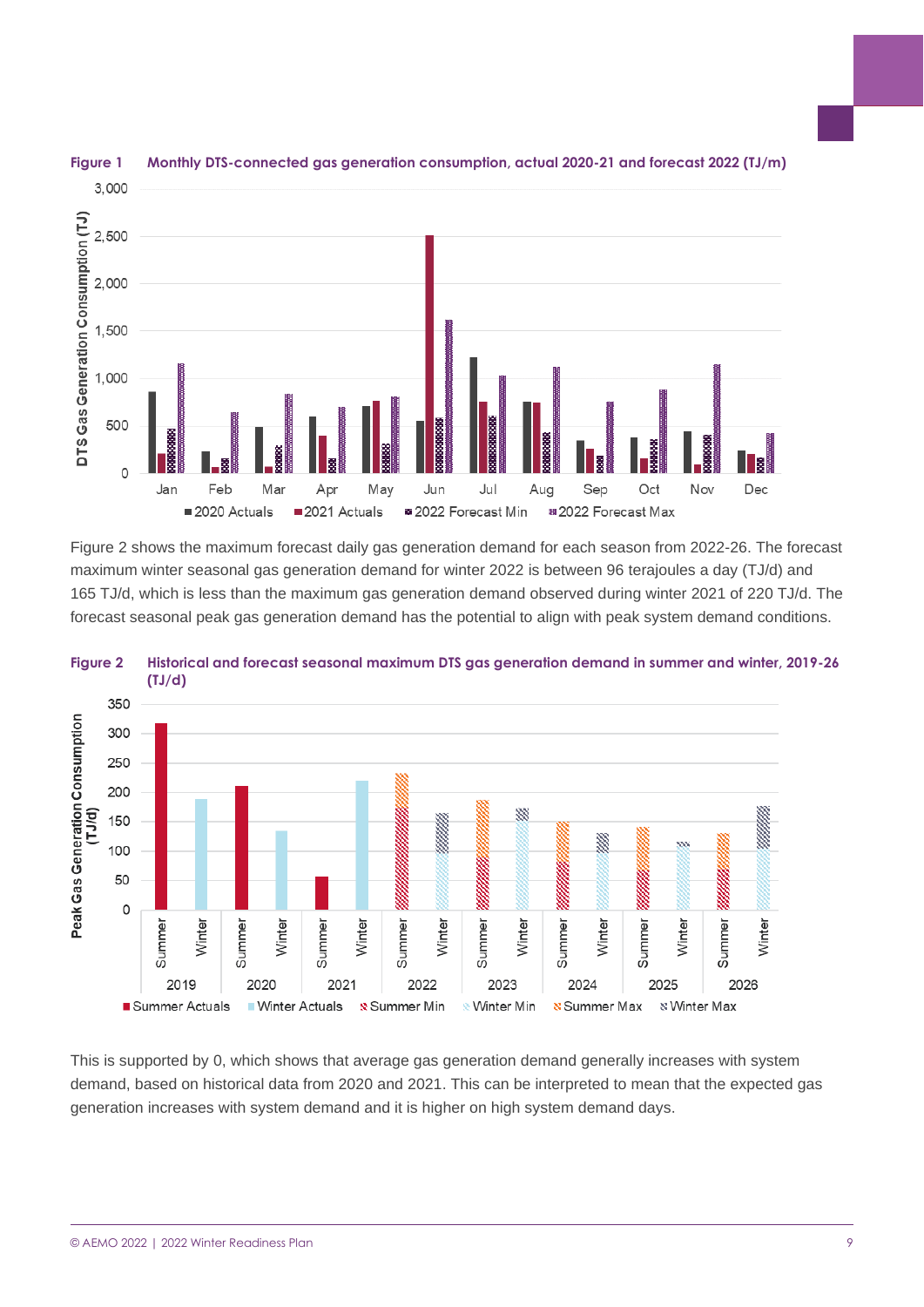Figure 1 Monthly DTS-connected gas generation consumption, actual 2020-21 and forecast 2022 (TJ/m)

Figure 2 shows the maximum forecast daily gas generation demand for each season from 2022-26. The forecast maximum winter seasonal gas generation demand for winter 2022 is between 96 terajoules a day (TJ/d) and 165 TJ/d, which is less than the maximum gas generation demand observed during winter 2021 of 220 TJ/d. The forecast seasonal peak gas generation demand has the potential to align with peak system demand conditions.

Figure 2 Historical and forecast seasonal maximum DTS gas generation demand in summer and winter, 2019-26 (TJ/d)

This is supported by 0, which shows that average gas generation demand generally increases with system demand, based on historical data from 2020 and 2021. This can be interpreted to mean that the expected gas generation increases with system demand and it is higher on high system demand days.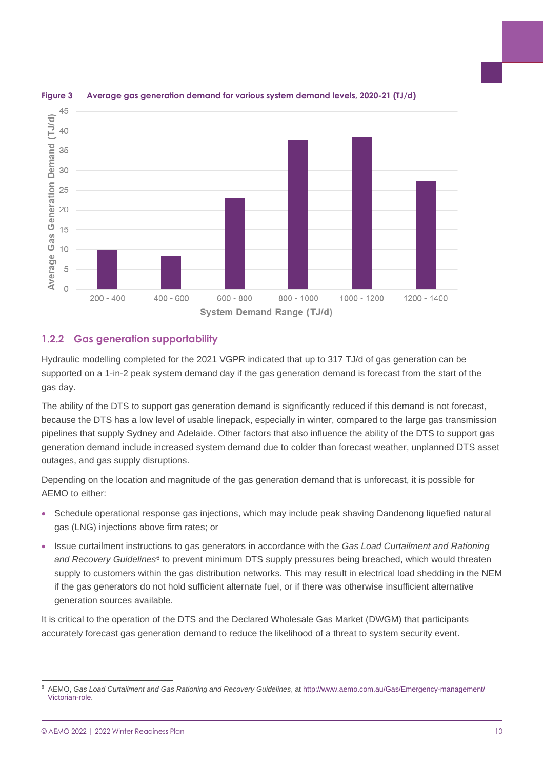**Figure 3 Average gas generation demand for various system demand levels, 2020-21 (TJ/d)**

### 1.2.2 Gas generation supportability

Hydraulic modelling completed for the 2021 VGPR indicated that up to 317 TJ/d of gas generation can be supported on a 1-in-2 peak system demand day if the gas generation demand is forecast from the start of the gas day.

The ability of the DTS to support gas generation demand is significantly reduced if this demand is not forecast, because the DTS has a low level of usable linepack, especially in winter, compared to the large gas transmission pipelines that supply Sydney and Adelaide. Other factors that also influence the ability of the DTS to support gas generation demand include increased system demand due to colder than forecast weather, unplanned DTS asset outages, and gas supply disruptions.

Depending on the location and magnitude of the gas generation demand that is unforecast, it is possible for AEMO to either:

- Schedule operational response gas injections, which may include peak shaving Dandenong liquefied natural gas (LNG) injections above firm rates; or
- Issue curtailment instructions to gas generators in accordance with the *Gas Load Curtailment and Rationing and Recovery Guidelines*[6] to prevent minimum DTS supply pressures being breached, which would threaten supply to customers within the gas distribution networks. This may result in electrical load shedding in the NEM if the gas generators do not hold sufficient alternate fuel, or if there was otherwise insufficient alternative generation sources available.

It is critical to the operation of the DTS and the Declared Wholesale Gas Market (DWGM) that participants accurately forecast gas generation demand to reduce the likelihood of a threat to system security event.

---

[6] AEMO, *Gas Load Curtailment and Gas Rationing and Recovery Guidelines*, at http://www.aemo.com.au/Gas/Emergency-management/Victorian-role.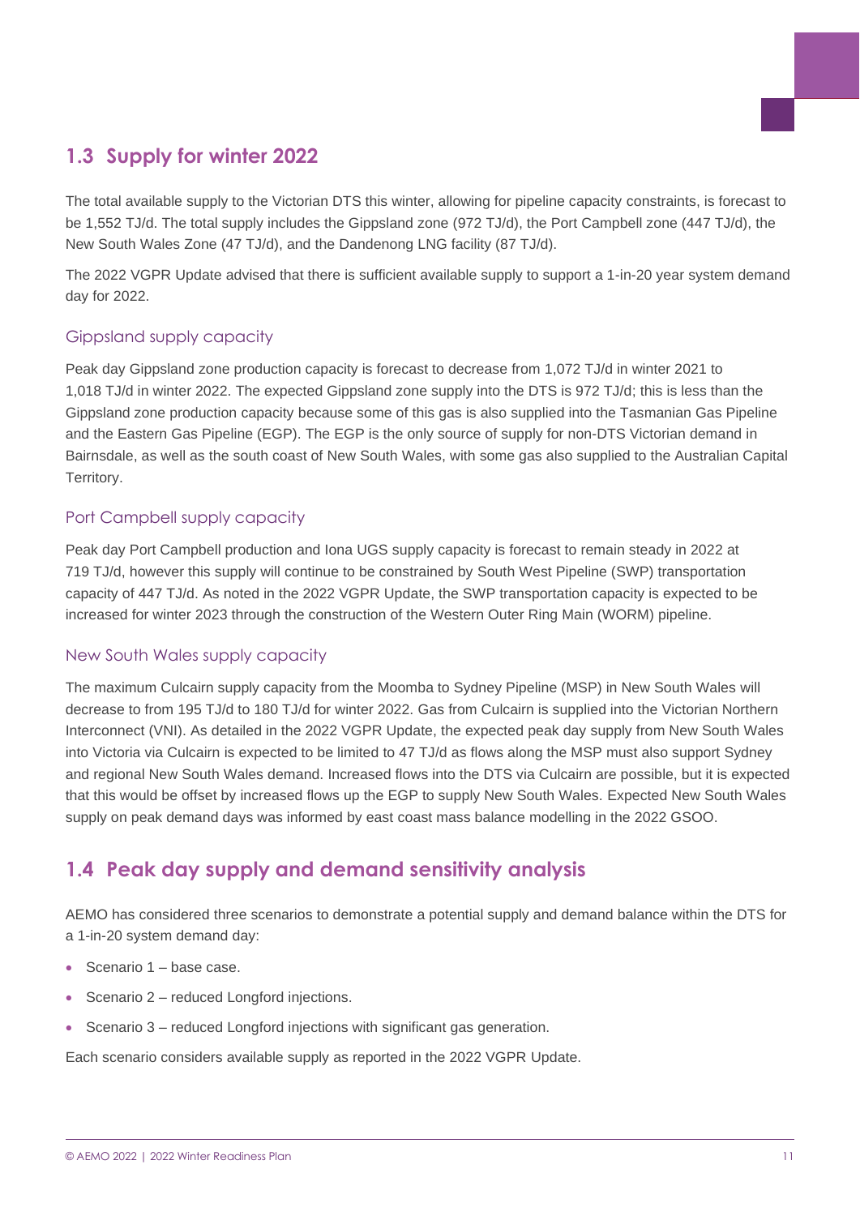## 1.3 Supply for winter 2022

The total available supply to the Victorian DTS this winter, allowing for pipeline capacity constraints, is forecast to be 1,552 TJ/d. The total supply includes the Gippsland zone (972 TJ/d), the Port Campbell zone (447 TJ/d), the New South Wales Zone (47 TJ/d), and the Dandenong LNG facility (87 TJ/d).

The 2022 VGPR Update advised that there is sufficient available supply to support a 1-in-20 year system demand day for 2022.

### Gippsland supply capacity

Peak day Gippsland zone production capacity is forecast to decrease from 1,072 TJ/d in winter 2021 to 1,018 TJ/d in winter 2022. The expected Gippsland zone supply into the DTS is 972 TJ/d; this is less than the Gippsland zone production capacity because some of this gas is also supplied into the Tasmanian Gas Pipeline and the Eastern Gas Pipeline (EGP). The EGP is the only source of supply for non-DTS Victorian demand in Bairnsdale, as well as the south coast of New South Wales, with some gas also supplied to the Australian Capital Territory.

### Port Campbell supply capacity

Peak day Port Campbell production and Iona UGS supply capacity is forecast to remain steady in 2022 at 719 TJ/d, however this supply will continue to be constrained by South West Pipeline (SWP) transportation capacity of 447 TJ/d. As noted in the 2022 VGPR Update, the SWP transportation capacity is expected to be increased for winter 2023 through the construction of the Western Outer Ring Main (WORM) pipeline.

### New South Wales supply capacity

The maximum Culcairn supply capacity from the Moomba to Sydney Pipeline (MSP) in New South Wales will decrease to from 195 TJ/d to 180 TJ/d for winter 2022. Gas from Culcairn is supplied into the Victorian Northern Interconnect (VNI). As detailed in the 2022 VGPR Update, the expected peak day supply from New South Wales into Victoria via Culcairn is expected to be limited to 47 TJ/d as flows along the MSP must also support Sydney and regional New South Wales demand. Increased flows into the DTS via Culcairn are possible, but it is expected that this would be offset by increased flows up the EGP to supply New South Wales. Expected New South Wales supply on peak demand days was informed by east coast mass balance modelling in the 2022 GSOO.

## 1.4 Peak day supply and demand sensitivity analysis

AEMO has considered three scenarios to demonstrate a potential supply and demand balance within the DTS for a 1-in-20 system demand day:

- Scenario 1 – base case.
- Scenario 2 – reduced Longford injections.
- Scenario 3 – reduced Longford injections with significant gas generation.

Each scenario considers available supply as reported in the 2022 VGPR Update.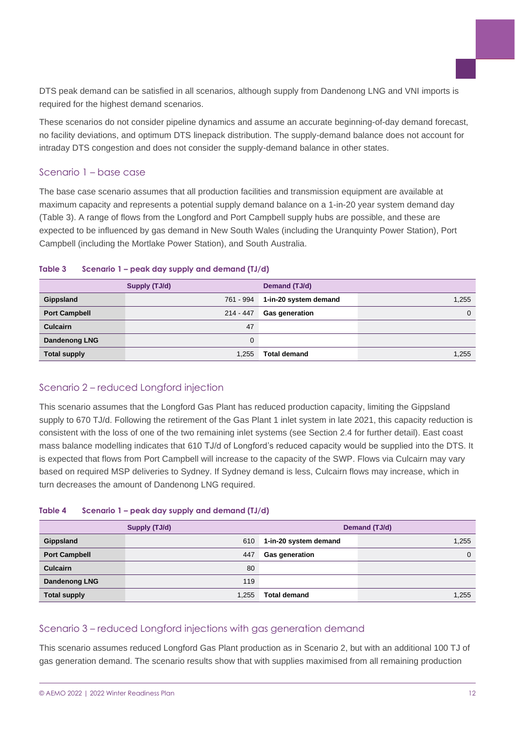DTS peak demand can be satisfied in all scenarios, although supply from Dandenong LNG and VNI imports is required for the highest demand scenarios.

These scenarios do not consider pipeline dynamics and assume an accurate beginning-of-day demand forecast, no facility deviations, and optimum DTS linepack distribution. The supply-demand balance does not account for intraday DTS congestion and does not consider the supply-demand balance in other states.

## Scenario 1 – base case

The base case scenario assumes that all production facilities and transmission equipment are available at maximum capacity and represents a potential supply demand balance on a 1-in-20 year system demand day (Table 3). A range of flows from the Longford and Port Campbell supply hubs are possible, and these are expected to be influenced by gas demand in New South Wales (including the Uranquinty Power Station), Port Campbell (including the Mortlake Power Station), and South Australia.

**Table 3 Scenario 1 – peak day supply and demand (TJ/d)**

| | Supply (TJ/d) | Demand (TJ/d) | |
|---|---|---|---|
| **Gippsland** | 761 - 994 | **1-in-20 system demand** | 1,255 |
| **Port Campbell** | 214 - 447 | **Gas generation** | 0 |
| **Culcairn** | 47 | | |
| **Dandenong LNG** | 0 | | |
| **Total supply** | 1,255 | **Total demand** | 1,255 |

## Scenario 2 – reduced Longford injection

This scenario assumes that the Longford Gas Plant has reduced production capacity, limiting the Gippsland supply to 670 TJ/d. Following the retirement of the Gas Plant 1 inlet system in late 2021, this capacity reduction is consistent with the loss of one of the two remaining inlet systems (see Section 2.4 for further detail). East coast mass balance modelling indicates that 610 TJ/d of Longford's reduced capacity would be supplied into the DTS. It is expected that flows from Port Campbell will increase to the capacity of the SWP. Flows via Culcairn may vary based on required MSP deliveries to Sydney. If Sydney demand is less, Culcairn flows may increase, which in turn decreases the amount of Dandenong LNG required.

**Table 4 Scenario 1 – peak day supply and demand (TJ/d)**

| | Supply (TJ/d) | Demand (TJ/d) | |
|---|---|---|---|
| **Gippsland** | 610 | **1-in-20 system demand** | 1,255 |
| **Port Campbell** | 447 | **Gas generation** | 0 |
| **Culcairn** | 80 | | |
| **Dandenong LNG** | 119 | | |
| **Total supply** | 1,255 | **Total demand** | 1,255 |

## Scenario 3 – reduced Longford injections with gas generation demand

This scenario assumes reduced Longford Gas Plant production as in Scenario 2, but with an additional 100 TJ of gas generation demand. The scenario results show that with supplies maximised from all remaining production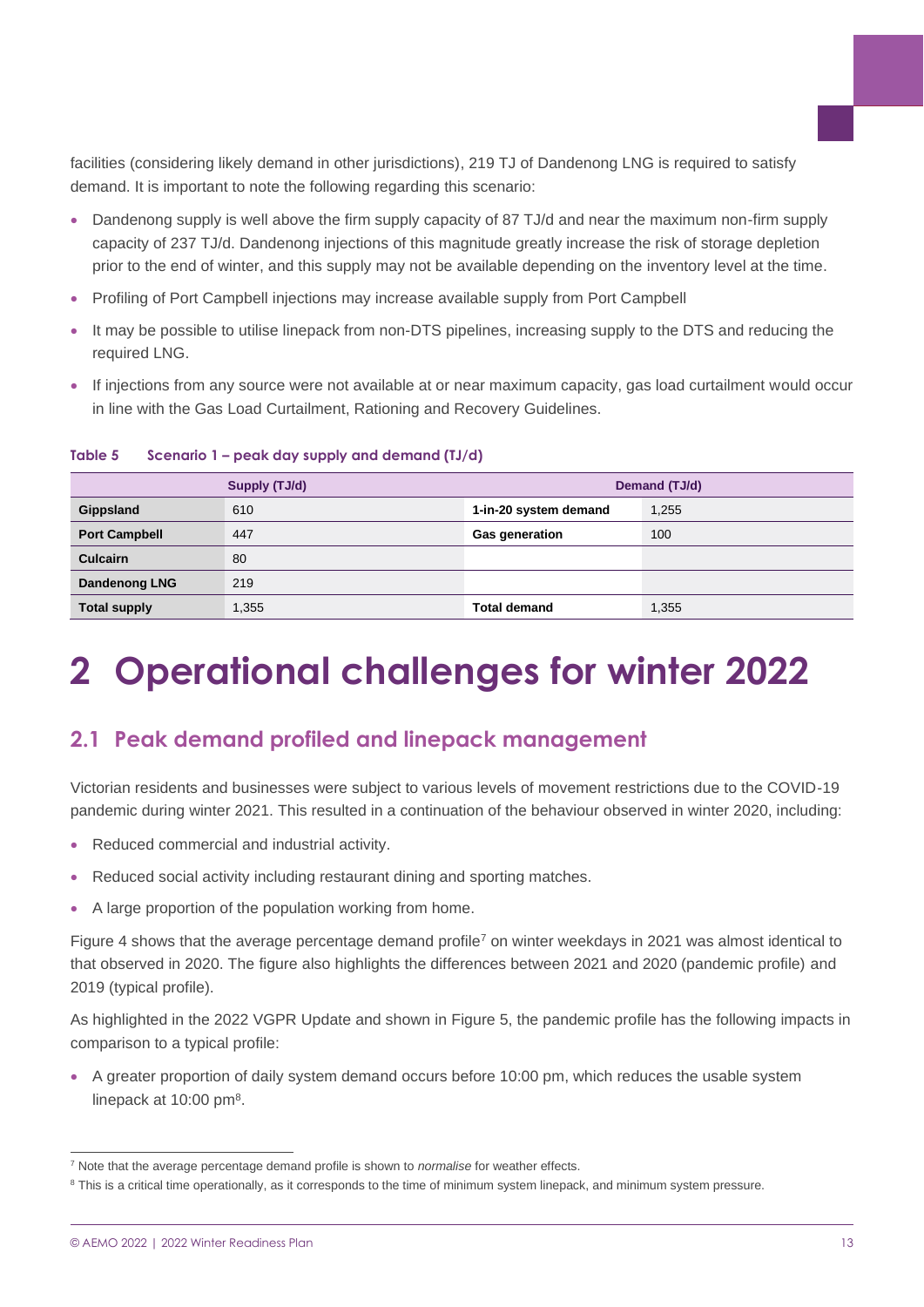facilities (considering likely demand in other jurisdictions), 219 TJ of Dandenong LNG is required to satisfy demand. It is important to note the following regarding this scenario:

- Dandenong supply is well above the firm supply capacity of 87 TJ/d and near the maximum non-firm supply capacity of 237 TJ/d. Dandenong injections of this magnitude greatly increase the risk of storage depletion prior to the end of winter, and this supply may not be available depending on the inventory level at the time.
- Profiling of Port Campbell injections may increase available supply from Port Campbell
- It may be possible to utilise linepack from non-DTS pipelines, increasing supply to the DTS and reducing the required LNG.
- If injections from any source were not available at or near maximum capacity, gas load curtailment would occur in line with the Gas Load Curtailment, Rationing and Recovery Guidelines.

**Table 5 Scenario 1 – peak day supply and demand (TJ/d)**

| Supply (TJ/d) | | Demand (TJ/d) | |
|---|---|---|---|
| **Gippsland** | 610 | **1-in-20 system demand** | 1,255 |
| **Port Campbell** | 447 | **Gas generation** | 100 |
| **Culcairn** | 80 | | |
| **Dandenong LNG** | 219 | | |
| **Total supply** | 1,355 | **Total demand** | 1,355 |

# 2 Operational challenges for winter 2022

## 2.1 Peak demand profiled and linepack management

Victorian residents and businesses were subject to various levels of movement restrictions due to the COVID-19 pandemic during winter 2021. This resulted in a continuation of the behaviour observed in winter 2020, including:

- Reduced commercial and industrial activity.
- Reduced social activity including restaurant dining and sporting matches.
- A large proportion of the population working from home.

Figure 4 shows that the average percentage demand profile[7] on winter weekdays in 2021 was almost identical to that observed in 2020. The figure also highlights the differences between 2021 and 2020 (pandemic profile) and 2019 (typical profile).

As highlighted in the 2022 VGPR Update and shown in Figure 5, the pandemic profile has the following impacts in comparison to a typical profile:

- A greater proportion of daily system demand occurs before 10:00 pm, which reduces the usable system linepack at 10:00 pm[8].

[7] Note that the average percentage demand profile is shown to *normalise* for weather effects.

[8] This is a critical time operationally, as it corresponds to the time of minimum system linepack, and minimum system pressure.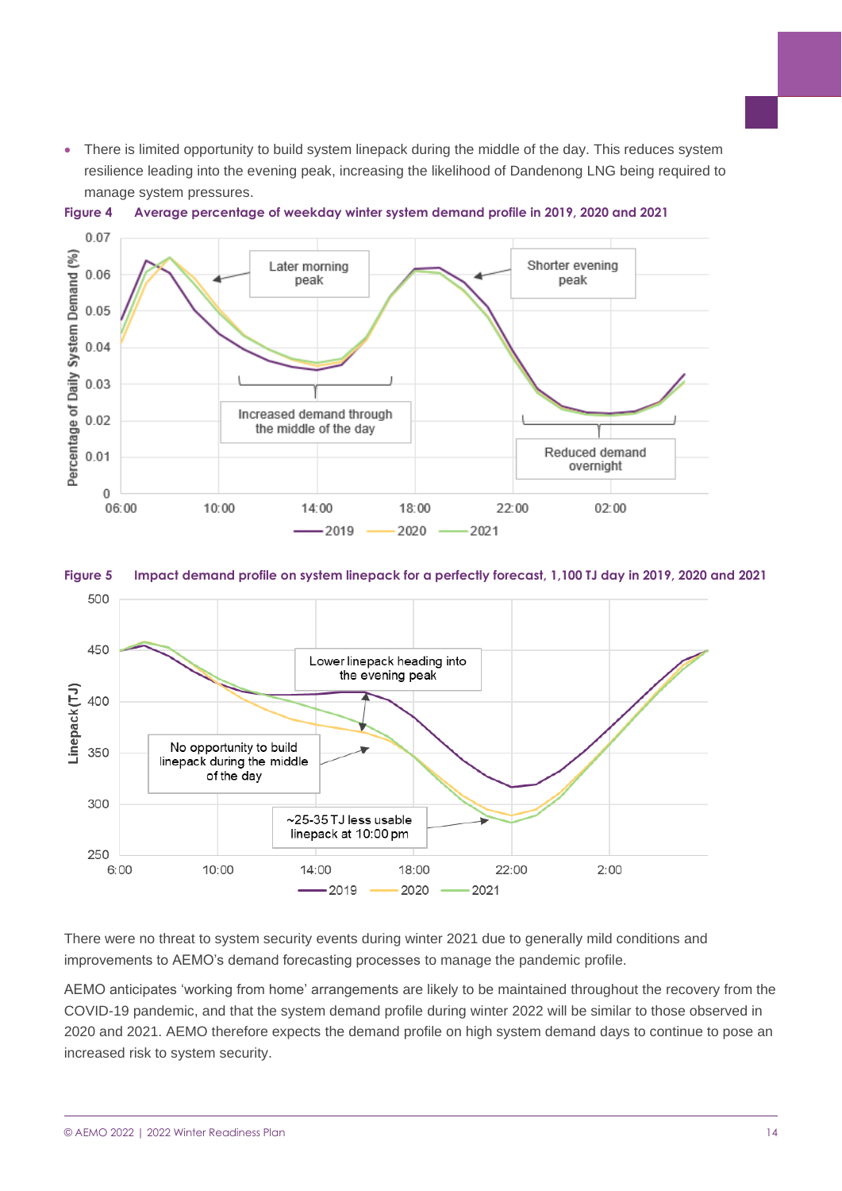- There is limited opportunity to build system linepack during the middle of the day. This reduces system resilience leading into the evening peak, increasing the likelihood of Dandenong LNG being required to manage system pressures.

**Figure 4 Average percentage of weekday winter system demand profile in 2019, 2020 and 2021**

**Figure 5 Impact demand profile on system linepack for a perfectly forecast, 1,100 TJ day in 2019, 2020 and 2021**

There were no threat to system security events during winter 2021 due to generally mild conditions and improvements to AEMO's demand forecasting processes to manage the pandemic profile.

AEMO anticipates 'working from home' arrangements are likely to be maintained throughout the recovery from the COVID-19 pandemic, and that the system demand profile during winter 2022 will be similar to those observed in 2020 and 2021. AEMO therefore expects the demand profile on high system demand days to continue to pose an increased risk to system security.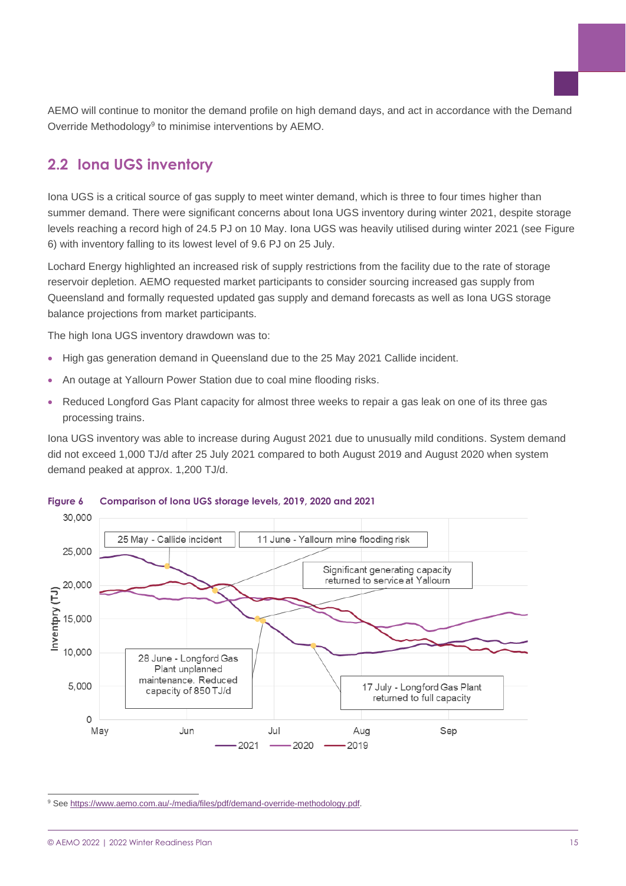AEMO will continue to monitor the demand profile on high demand days, and act in accordance with the Demand Override Methodology[9] to minimise interventions by AEMO.

## 2.2 Iona UGS inventory

Iona UGS is a critical source of gas supply to meet winter demand, which is three to four times higher than summer demand. There were significant concerns about Iona UGS inventory during winter 2021, despite storage levels reaching a record high of 24.5 PJ on 10 May. Iona UGS was heavily utilised during winter 2021 (see Figure 6) with inventory falling to its lowest level of 9.6 PJ on 25 July.

Lochard Energy highlighted an increased risk of supply restrictions from the facility due to the rate of storage reservoir depletion. AEMO requested market participants to consider sourcing increased gas supply from Queensland and formally requested updated gas supply and demand forecasts as well as Iona UGS storage balance projections from market participants.

The high Iona UGS inventory drawdown was to:

- High gas generation demand in Queensland due to the 25 May 2021 Callide incident.
- An outage at Yallourn Power Station due to coal mine flooding risks.
- Reduced Longford Gas Plant capacity for almost three weeks to repair a gas leak on one of its three gas processing trains.

Iona UGS inventory was able to increase during August 2021 due to unusually mild conditions. System demand did not exceed 1,000 TJ/d after 25 July 2021 compared to both August 2019 and August 2020 when system demand peaked at approx. 1,200 TJ/d.

**Figure 6 Comparison of Iona UGS storage levels, 2019, 2020 and 2021**

[9] See https://www.aemo.com.au/-/media/files/pdf/demand-override-methodology.pdf.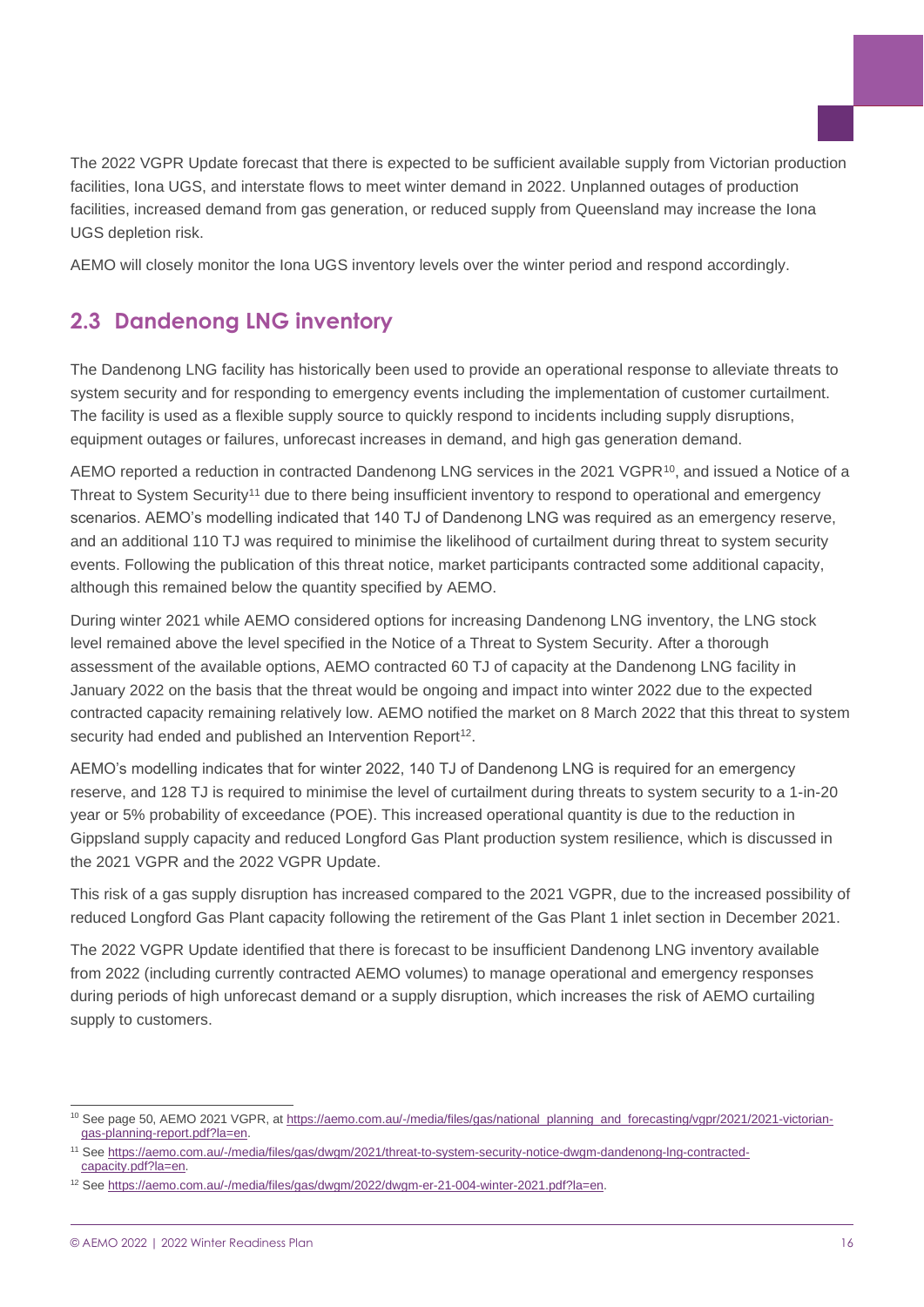The 2022 VGPR Update forecast that there is expected to be sufficient available supply from Victorian production facilities, Iona UGS, and interstate flows to meet winter demand in 2022. Unplanned outages of production facilities, increased demand from gas generation, or reduced supply from Queensland may increase the Iona UGS depletion risk.

AEMO will closely monitor the Iona UGS inventory levels over the winter period and respond accordingly.

## 2.3 Dandenong LNG inventory

The Dandenong LNG facility has historically been used to provide an operational response to alleviate threats to system security and for responding to emergency events including the implementation of customer curtailment. The facility is used as a flexible supply source to quickly respond to incidents including supply disruptions, equipment outages or failures, unforecast increases in demand, and high gas generation demand.

AEMO reported a reduction in contracted Dandenong LNG services in the 2021 VGPR[10], and issued a Notice of a Threat to System Security[11] due to there being insufficient inventory to respond to operational and emergency scenarios. AEMO's modelling indicated that 140 TJ of Dandenong LNG was required as an emergency reserve, and an additional 110 TJ was required to minimise the likelihood of curtailment during threat to system security events. Following the publication of this threat notice, market participants contracted some additional capacity, although this remained below the quantity specified by AEMO.

During winter 2021 while AEMO considered options for increasing Dandenong LNG inventory, the LNG stock level remained above the level specified in the Notice of a Threat to System Security. After a thorough assessment of the available options, AEMO contracted 60 TJ of capacity at the Dandenong LNG facility in January 2022 on the basis that the threat would be ongoing and impact into winter 2022 due to the expected contracted capacity remaining relatively low. AEMO notified the market on 8 March 2022 that this threat to system security had ended and published an Intervention Report[12].

AEMO's modelling indicates that for winter 2022, 140 TJ of Dandenong LNG is required for an emergency reserve, and 128 TJ is required to minimise the level of curtailment during threats to system security to a 1-in-20 year or 5% probability of exceedance (POE). This increased operational quantity is due to the reduction in Gippsland supply capacity and reduced Longford Gas Plant production system resilience, which is discussed in the 2021 VGPR and the 2022 VGPR Update.

This risk of a gas supply disruption has increased compared to the 2021 VGPR, due to the increased possibility of reduced Longford Gas Plant capacity following the retirement of the Gas Plant 1 inlet section in December 2021.

The 2022 VGPR Update identified that there is forecast to be insufficient Dandenong LNG inventory available from 2022 (including currently contracted AEMO volumes) to manage operational and emergency responses during periods of high unforecast demand or a supply disruption, which increases the risk of AEMO curtailing supply to customers.

---

[10] See page 50, AEMO 2021 VGPR, at https://aemo.com.au/-/media/files/gas/national_planning_and_forecasting/vgpr/2021/2021-victorian-gas-planning-report.pdf?la=en.

[11] See https://aemo.com.au/-/media/files/gas/dwgm/2021/threat-to-system-security-notice-dwgm-dandenong-lng-contracted-capacity.pdf?la=en.

[12] See https://aemo.com.au/-/media/files/gas/dwgm/2022/dwgm-er-21-004-winter-2021.pdf?la=en.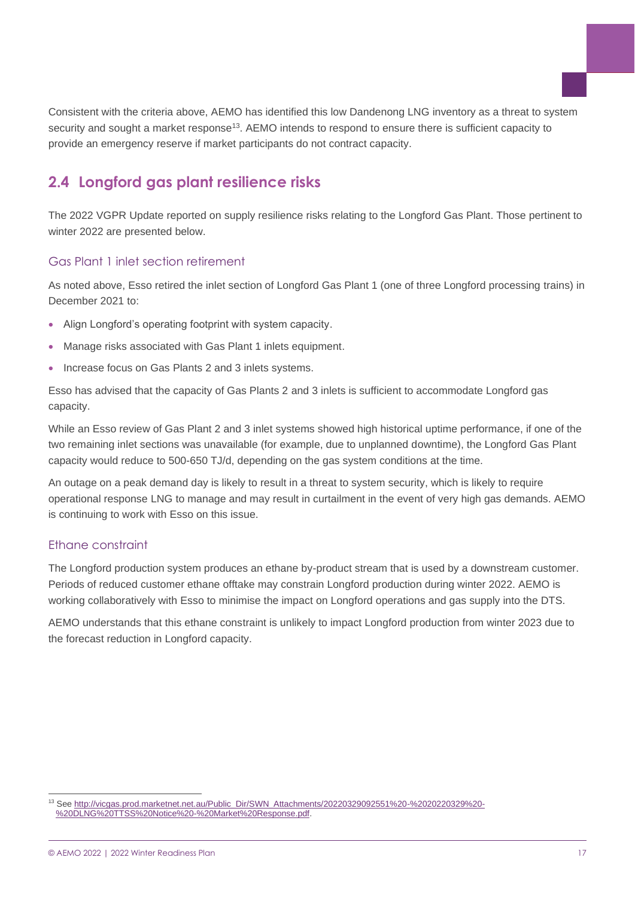Consistent with the criteria above, AEMO has identified this low Dandenong LNG inventory as a threat to system security and sought a market response[13]. AEMO intends to respond to ensure there is sufficient capacity to provide an emergency reserve if market participants do not contract capacity.

## 2.4 Longford gas plant resilience risks

The 2022 VGPR Update reported on supply resilience risks relating to the Longford Gas Plant. Those pertinent to winter 2022 are presented below.

### Gas Plant 1 inlet section retirement

As noted above, Esso retired the inlet section of Longford Gas Plant 1 (one of three Longford processing trains) in December 2021 to:

- Align Longford's operating footprint with system capacity.
- Manage risks associated with Gas Plant 1 inlets equipment.
- Increase focus on Gas Plants 2 and 3 inlets systems.

Esso has advised that the capacity of Gas Plants 2 and 3 inlets is sufficient to accommodate Longford gas capacity.

While an Esso review of Gas Plant 2 and 3 inlet systems showed high historical uptime performance, if one of the two remaining inlet sections was unavailable (for example, due to unplanned downtime), the Longford Gas Plant capacity would reduce to 500-650 TJ/d, depending on the gas system conditions at the time.

An outage on a peak demand day is likely to result in a threat to system security, which is likely to require operational response LNG to manage and may result in curtailment in the event of very high gas demands. AEMO is continuing to work with Esso on this issue.

### Ethane constraint

The Longford production system produces an ethane by-product stream that is used by a downstream customer. Periods of reduced customer ethane offtake may constrain Longford production during winter 2022. AEMO is working collaboratively with Esso to minimise the impact on Longford operations and gas supply into the DTS.

AEMO understands that this ethane constraint is unlikely to impact Longford production from winter 2023 due to the forecast reduction in Longford capacity.

[13] See http://vicgas.prod.marketnet.net.au/Public_Dir/SWN_Attachments/20220329092551%20-%2020220329%20-%20DLNG%20TTSS%20Notice%20-%20Market%20Response.pdf.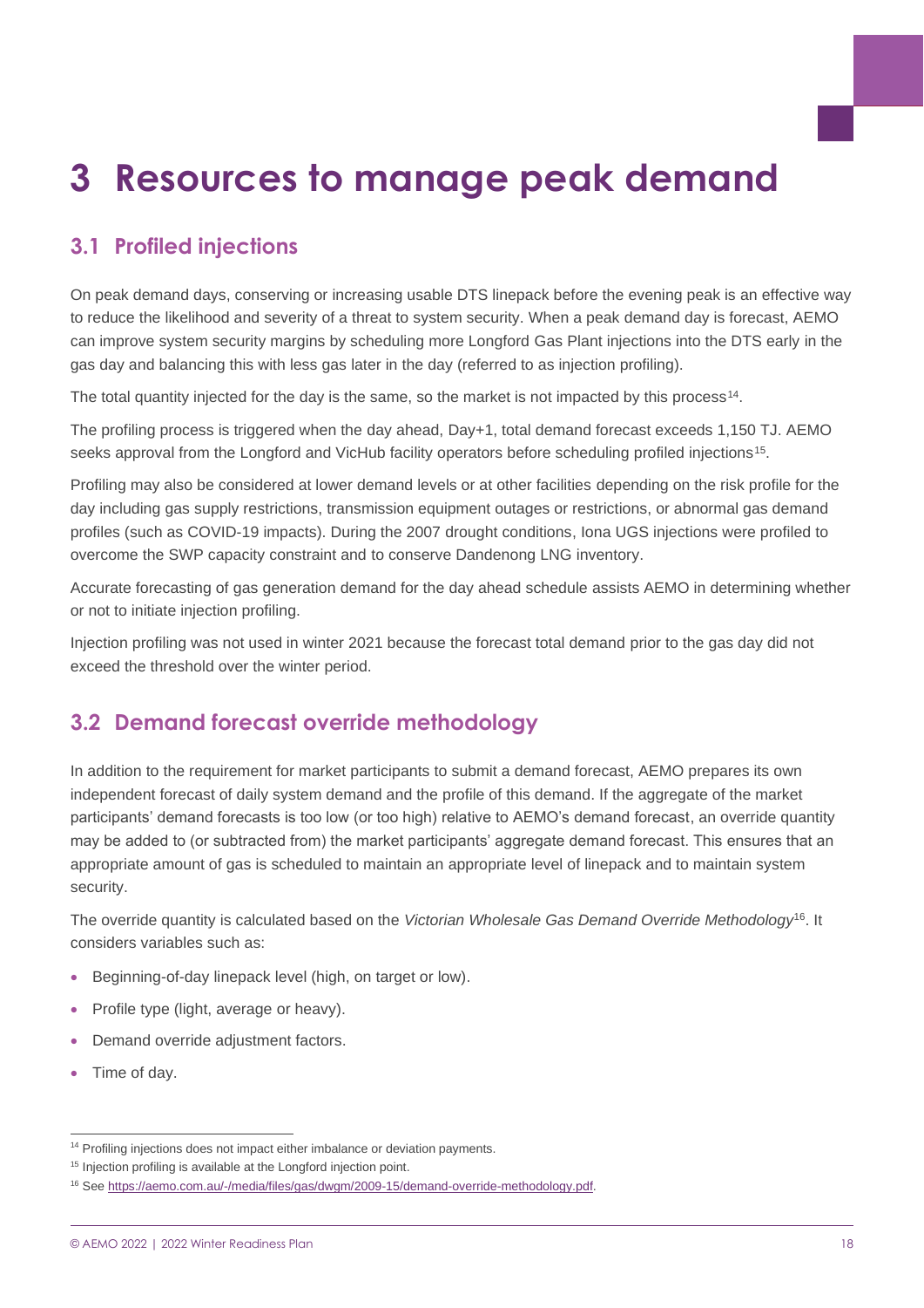# 3 Resources to manage peak demand

## 3.1 Profiled injections

On peak demand days, conserving or increasing usable DTS linepack before the evening peak is an effective way to reduce the likelihood and severity of a threat to system security. When a peak demand day is forecast, AEMO can improve system security margins by scheduling more Longford Gas Plant injections into the DTS early in the gas day and balancing this with less gas later in the day (referred to as injection profiling).

The total quantity injected for the day is the same, so the market is not impacted by this process[14].

The profiling process is triggered when the day ahead, Day+1, total demand forecast exceeds 1,150 TJ. AEMO seeks approval from the Longford and VicHub facility operators before scheduling profiled injections[15].

Profiling may also be considered at lower demand levels or at other facilities depending on the risk profile for the day including gas supply restrictions, transmission equipment outages or restrictions, or abnormal gas demand profiles (such as COVID-19 impacts). During the 2007 drought conditions, Iona UGS injections were profiled to overcome the SWP capacity constraint and to conserve Dandenong LNG inventory.

Accurate forecasting of gas generation demand for the day ahead schedule assists AEMO in determining whether or not to initiate injection profiling.

Injection profiling was not used in winter 2021 because the forecast total demand prior to the gas day did not exceed the threshold over the winter period.

## 3.2 Demand forecast override methodology

In addition to the requirement for market participants to submit a demand forecast, AEMO prepares its own independent forecast of daily system demand and the profile of this demand. If the aggregate of the market participants' demand forecasts is too low (or too high) relative to AEMO's demand forecast, an override quantity may be added to (or subtracted from) the market participants' aggregate demand forecast. This ensures that an appropriate amount of gas is scheduled to maintain an appropriate level of linepack and to maintain system security.

The override quantity is calculated based on the *Victorian Wholesale Gas Demand Override Methodology*[16]. It considers variables such as:

- Beginning-of-day linepack level (high, on target or low).
- Profile type (light, average or heavy).
- Demand override adjustment factors.
- Time of day.

---

[14] Profiling injections does not impact either imbalance or deviation payments.

[15] Injection profiling is available at the Longford injection point.

[16] See https://aemo.com.au/-/media/files/gas/dwgm/2009-15/demand-override-methodology.pdf.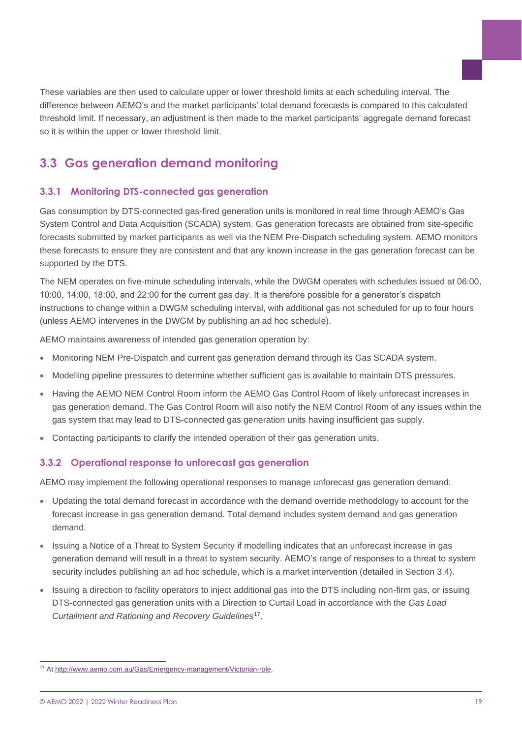These variables are then used to calculate upper or lower threshold limits at each scheduling interval. The difference between AEMO's and the market participants' total demand forecasts is compared to this calculated threshold limit. If necessary, an adjustment is then made to the market participants' aggregate demand forecast so it is within the upper or lower threshold limit.

## 3.3 Gas generation demand monitoring

### 3.3.1 Monitoring DTS-connected gas generation

Gas consumption by DTS-connected gas-fired generation units is monitored in real time through AEMO's Gas System Control and Data Acquisition (SCADA) system. Gas generation forecasts are obtained from site-specific forecasts submitted by market participants as well via the NEM Pre-Dispatch scheduling system. AEMO monitors these forecasts to ensure they are consistent and that any known increase in the gas generation forecast can be supported by the DTS.

The NEM operates on five-minute scheduling intervals, while the DWGM operates with schedules issued at 06:00, 10:00, 14:00, 18:00, and 22:00 for the current gas day. It is therefore possible for a generator's dispatch instructions to change within a DWGM scheduling interval, with additional gas not scheduled for up to four hours (unless AEMO intervenes in the DWGM by publishing an ad hoc schedule).

AEMO maintains awareness of intended gas generation operation by:

- Monitoring NEM Pre-Dispatch and current gas generation demand through its Gas SCADA system.
- Modelling pipeline pressures to determine whether sufficient gas is available to maintain DTS pressures.
- Having the AEMO NEM Control Room inform the AEMO Gas Control Room of likely unforecast increases in gas generation demand. The Gas Control Room will also notify the NEM Control Room of any issues within the gas system that may lead to DTS-connected gas generation units having insufficient gas supply.
- Contacting participants to clarify the intended operation of their gas generation units.

### 3.3.2 Operational response to unforecast gas generation

AEMO may implement the following operational responses to manage unforecast gas generation demand:

- Updating the total demand forecast in accordance with the demand override methodology to account for the forecast increase in gas generation demand. Total demand includes system demand and gas generation demand.
- Issuing a Notice of a Threat to System Security if modelling indicates that an unforecast increase in gas generation demand will result in a threat to system security. AEMO's range of responses to a threat to system security includes publishing an ad hoc schedule, which is a market intervention (detailed in Section 3.4).
- Issuing a direction to facility operators to inject additional gas into the DTS including non-firm gas, or issuing DTS-connected gas generation units with a Direction to Curtail Load in accordance with the *Gas Load Curtailment and Rationing and Recovery Guidelines*[17].

[17] At http://www.aemo.com.au/Gas/Emergency-management/Victorian-role.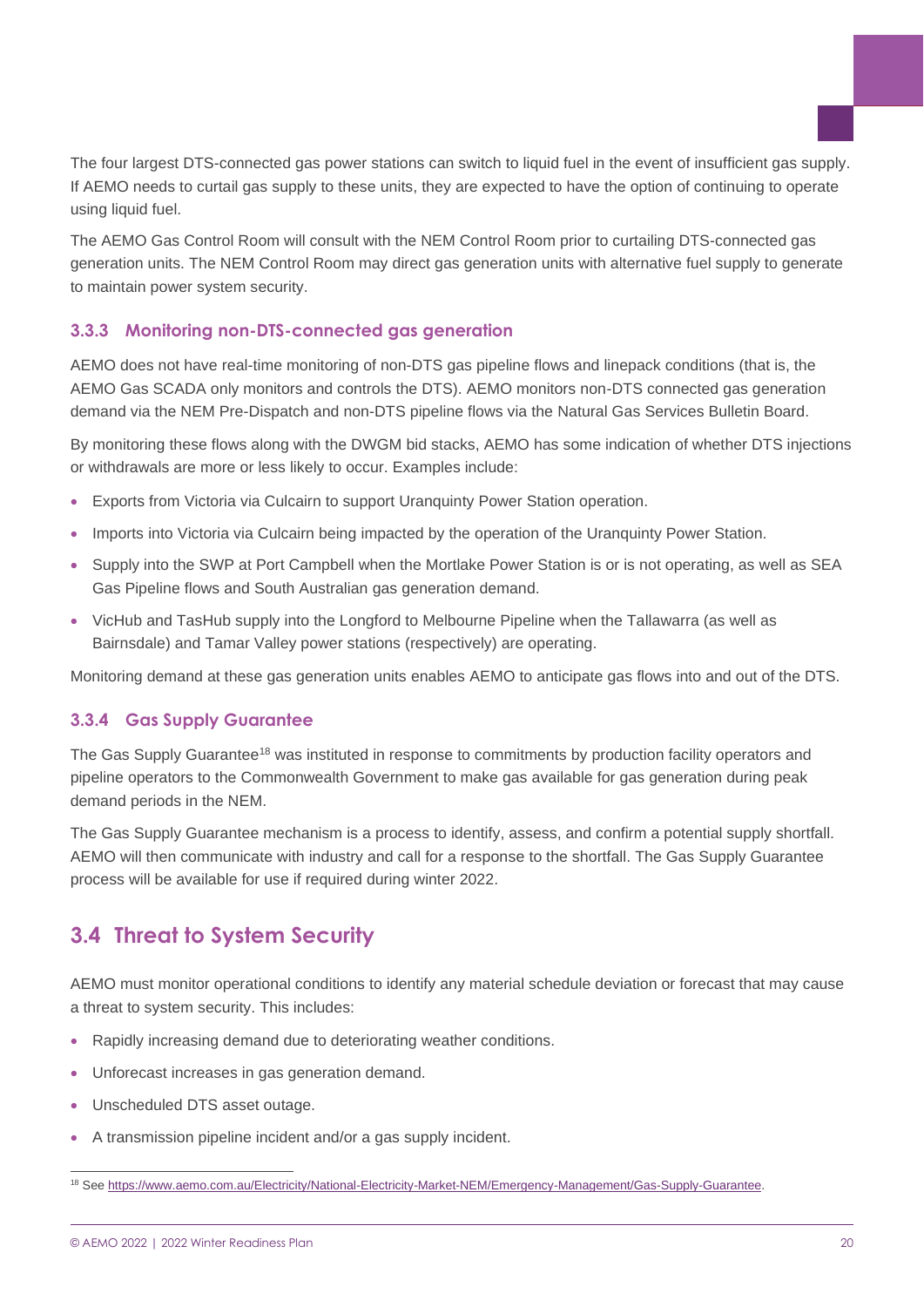The four largest DTS-connected gas power stations can switch to liquid fuel in the event of insufficient gas supply. If AEMO needs to curtail gas supply to these units, they are expected to have the option of continuing to operate using liquid fuel.

The AEMO Gas Control Room will consult with the NEM Control Room prior to curtailing DTS-connected gas generation units. The NEM Control Room may direct gas generation units with alternative fuel supply to generate to maintain power system security.

### 3.3.3 Monitoring non-DTS-connected gas generation

AEMO does not have real-time monitoring of non-DTS gas pipeline flows and linepack conditions (that is, the AEMO Gas SCADA only monitors and controls the DTS). AEMO monitors non-DTS connected gas generation demand via the NEM Pre-Dispatch and non-DTS pipeline flows via the Natural Gas Services Bulletin Board.

By monitoring these flows along with the DWGM bid stacks, AEMO has some indication of whether DTS injections or withdrawals are more or less likely to occur. Examples include:

- Exports from Victoria via Culcairn to support Uranquinty Power Station operation.
- Imports into Victoria via Culcairn being impacted by the operation of the Uranquinty Power Station.
- Supply into the SWP at Port Campbell when the Mortlake Power Station is or is not operating, as well as SEA Gas Pipeline flows and South Australian gas generation demand.
- VicHub and TasHub supply into the Longford to Melbourne Pipeline when the Tallawarra (as well as Bairnsdale) and Tamar Valley power stations (respectively) are operating.

Monitoring demand at these gas generation units enables AEMO to anticipate gas flows into and out of the DTS.

### 3.3.4 Gas Supply Guarantee

The Gas Supply Guarantee[18] was instituted in response to commitments by production facility operators and pipeline operators to the Commonwealth Government to make gas available for gas generation during peak demand periods in the NEM.

The Gas Supply Guarantee mechanism is a process to identify, assess, and confirm a potential supply shortfall. AEMO will then communicate with industry and call for a response to the shortfall. The Gas Supply Guarantee process will be available for use if required during winter 2022.

## 3.4 Threat to System Security

AEMO must monitor operational conditions to identify any material schedule deviation or forecast that may cause a threat to system security. This includes:

- Rapidly increasing demand due to deteriorating weather conditions.
- Unforecast increases in gas generation demand.
- Unscheduled DTS asset outage.
- A transmission pipeline incident and/or a gas supply incident.

---

[18] See https://www.aemo.com.au/Electricity/National-Electricity-Market-NEM/Emergency-Management/Gas-Supply-Guarantee.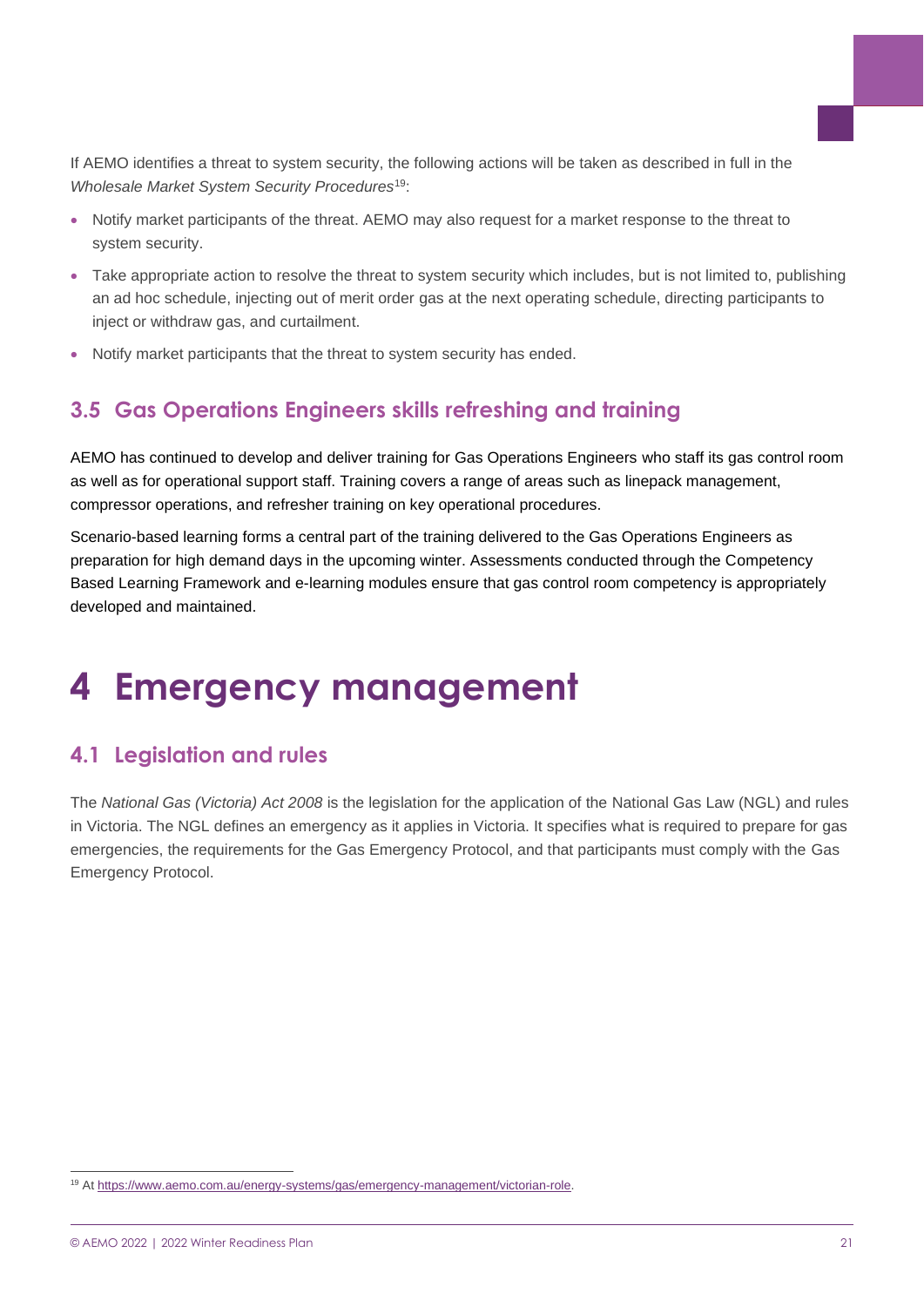If AEMO identifies a threat to system security, the following actions will be taken as described in full in the *Wholesale Market System Security Procedures*[19]:

- Notify market participants of the threat. AEMO may also request for a market response to the threat to system security.
- Take appropriate action to resolve the threat to system security which includes, but is not limited to, publishing an ad hoc schedule, injecting out of merit order gas at the next operating schedule, directing participants to inject or withdraw gas, and curtailment.
- Notify market participants that the threat to system security has ended.

## 3.5 Gas Operations Engineers skills refreshing and training

AEMO has continued to develop and deliver training for Gas Operations Engineers who staff its gas control room as well as for operational support staff. Training covers a range of areas such as linepack management, compressor operations, and refresher training on key operational procedures.

Scenario-based learning forms a central part of the training delivered to the Gas Operations Engineers as preparation for high demand days in the upcoming winter. Assessments conducted through the Competency Based Learning Framework and e-learning modules ensure that gas control room competency is appropriately developed and maintained.

# 4 Emergency management

## 4.1 Legislation and rules

The *National Gas (Victoria) Act 2008* is the legislation for the application of the National Gas Law (NGL) and rules in Victoria. The NGL defines an emergency as it applies in Victoria. It specifies what is required to prepare for gas emergencies, the requirements for the Gas Emergency Protocol, and that participants must comply with the Gas Emergency Protocol.

[19] At https://www.aemo.com.au/energy-systems/gas/emergency-management/victorian-role.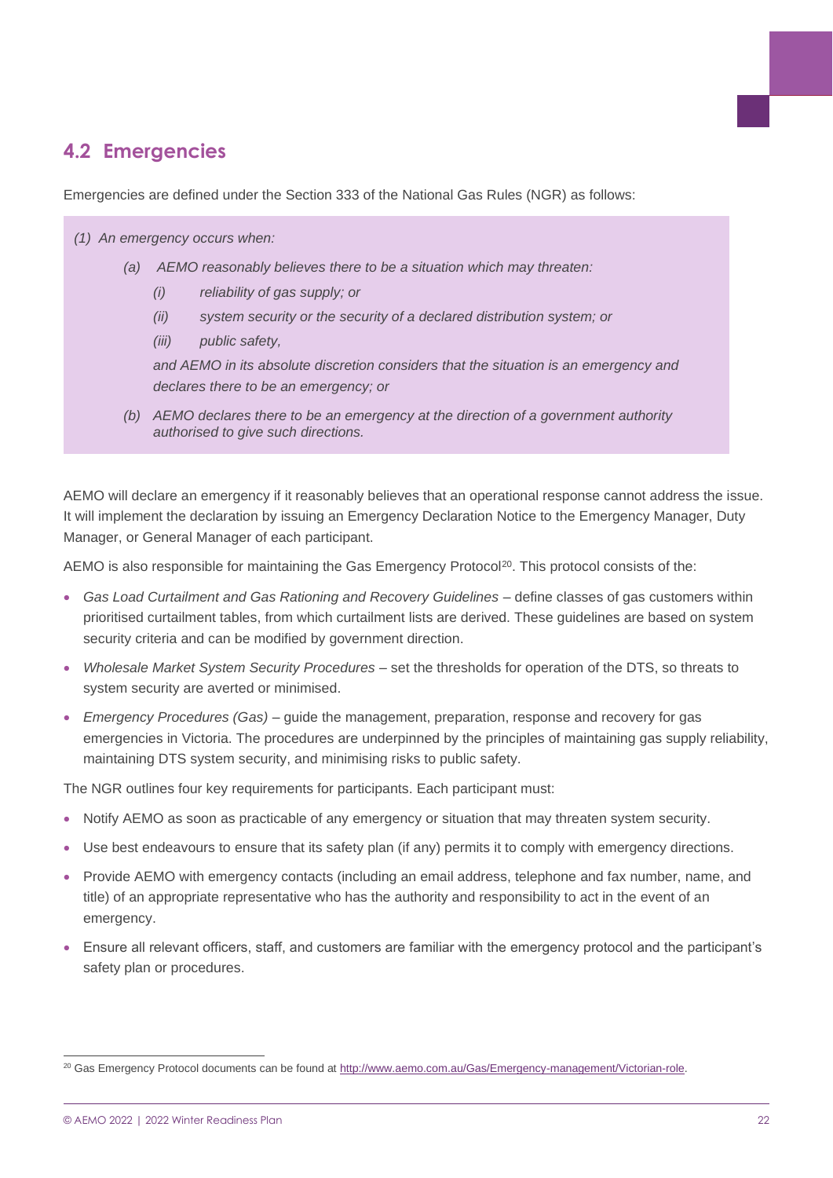## 4.2 Emergencies

Emergencies are defined under the Section 333 of the National Gas Rules (NGR) as follows:

> *(1) An emergency occurs when:*
>
> *(a) AEMO reasonably believes there to be a situation which may threaten:*
>
> *(i) reliability of gas supply; or*
>
> *(ii) system security or the security of a declared distribution system; or*
>
> *(iii) public safety,*
>
> *and AEMO in its absolute discretion considers that the situation is an emergency and declares there to be an emergency; or*
>
> *(b) AEMO declares there to be an emergency at the direction of a government authority authorised to give such directions.*

AEMO will declare an emergency if it reasonably believes that an operational response cannot address the issue. It will implement the declaration by issuing an Emergency Declaration Notice to the Emergency Manager, Duty Manager, or General Manager of each participant.

AEMO is also responsible for maintaining the Gas Emergency Protocol[20]. This protocol consists of the:

- *Gas Load Curtailment and Gas Rationing and Recovery Guidelines* – define classes of gas customers within prioritised curtailment tables, from which curtailment lists are derived. These guidelines are based on system security criteria and can be modified by government direction.
- *Wholesale Market System Security Procedures* – set the thresholds for operation of the DTS, so threats to system security are averted or minimised.
- *Emergency Procedures (Gas)* – guide the management, preparation, response and recovery for gas emergencies in Victoria. The procedures are underpinned by the principles of maintaining gas supply reliability, maintaining DTS system security, and minimising risks to public safety.

The NGR outlines four key requirements for participants. Each participant must:

- Notify AEMO as soon as practicable of any emergency or situation that may threaten system security.
- Use best endeavours to ensure that its safety plan (if any) permits it to comply with emergency directions.
- Provide AEMO with emergency contacts (including an email address, telephone and fax number, name, and title) of an appropriate representative who has the authority and responsibility to act in the event of an emergency.
- Ensure all relevant officers, staff, and customers are familiar with the emergency protocol and the participant's safety plan or procedures.

[20] Gas Emergency Protocol documents can be found at http://www.aemo.com.au/Gas/Emergency-management/Victorian-role.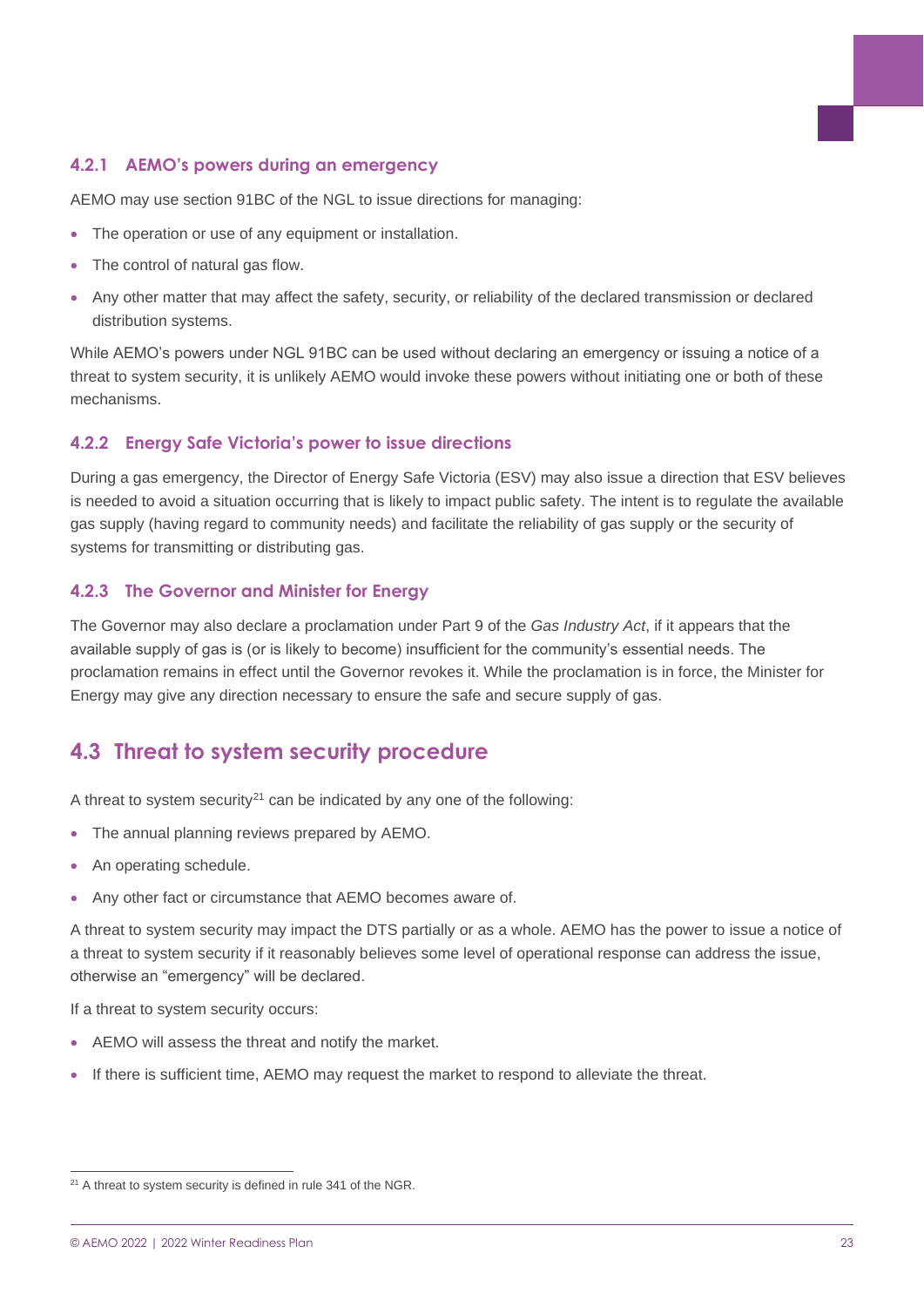### 4.2.1 AEMO's powers during an emergency

AEMO may use section 91BC of the NGL to issue directions for managing:

- The operation or use of any equipment or installation.
- The control of natural gas flow.
- Any other matter that may affect the safety, security, or reliability of the declared transmission or declared distribution systems.

While AEMO's powers under NGL 91BC can be used without declaring an emergency or issuing a notice of a threat to system security, it is unlikely AEMO would invoke these powers without initiating one or both of these mechanisms.

### 4.2.2 Energy Safe Victoria's power to issue directions

During a gas emergency, the Director of Energy Safe Victoria (ESV) may also issue a direction that ESV believes is needed to avoid a situation occurring that is likely to impact public safety. The intent is to regulate the available gas supply (having regard to community needs) and facilitate the reliability of gas supply or the security of systems for transmitting or distributing gas.

### 4.2.3 The Governor and Minister for Energy

The Governor may also declare a proclamation under Part 9 of the *Gas Industry Act*, if it appears that the available supply of gas is (or is likely to become) insufficient for the community's essential needs. The proclamation remains in effect until the Governor revokes it. While the proclamation is in force, the Minister for Energy may give any direction necessary to ensure the safe and secure supply of gas.

## 4.3 Threat to system security procedure

A threat to system security[21] can be indicated by any one of the following:

- The annual planning reviews prepared by AEMO.
- An operating schedule.
- Any other fact or circumstance that AEMO becomes aware of.

A threat to system security may impact the DTS partially or as a whole. AEMO has the power to issue a notice of a threat to system security if it reasonably believes some level of operational response can address the issue, otherwise an "emergency" will be declared.

If a threat to system security occurs:

- AEMO will assess the threat and notify the market.
- If there is sufficient time, AEMO may request the market to respond to alleviate the threat.

[21] A threat to system security is defined in rule 341 of the NGR.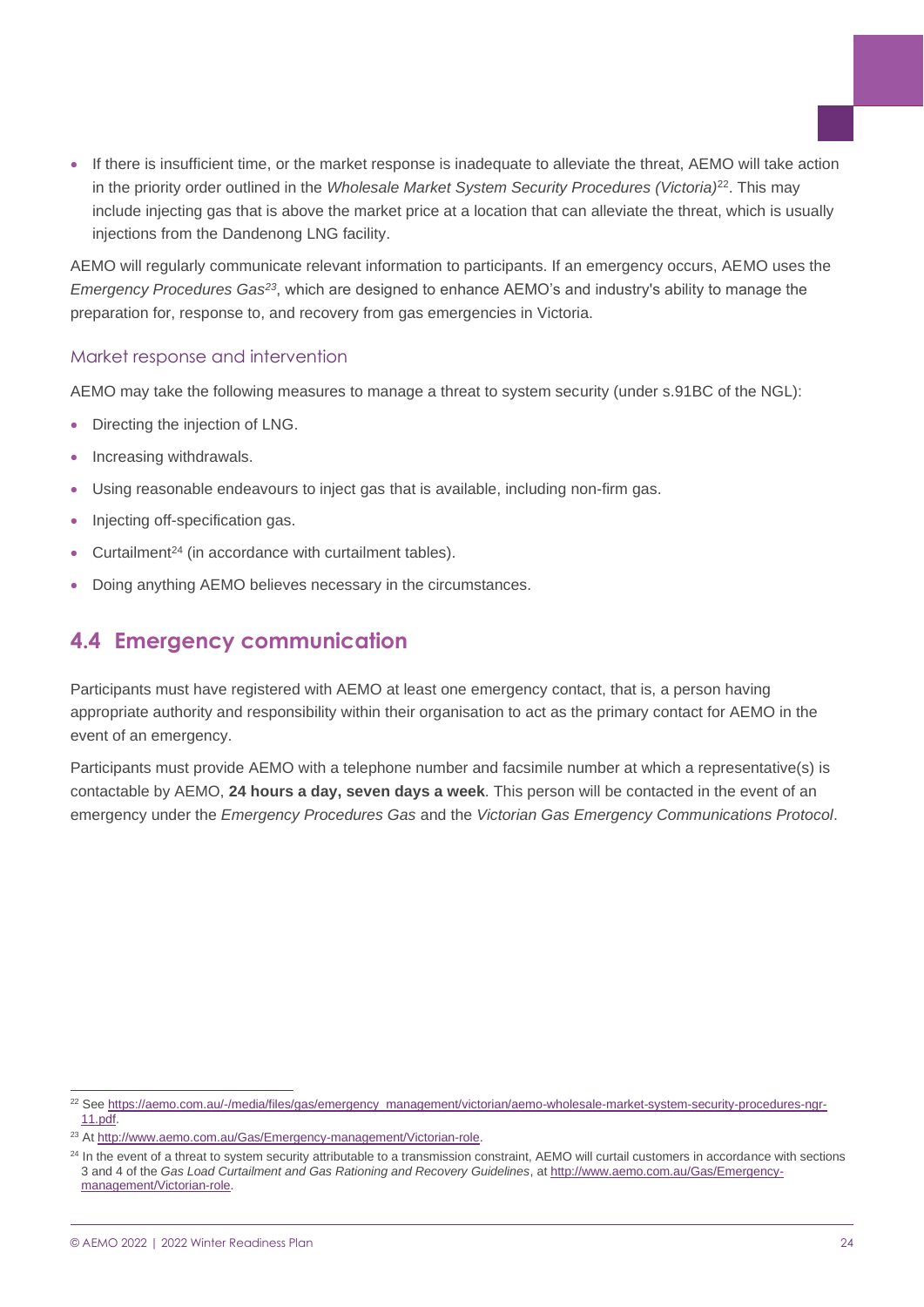- If there is insufficient time, or the market response is inadequate to alleviate the threat, AEMO will take action in the priority order outlined in the *Wholesale Market System Security Procedures (Victoria)*[22]. This may include injecting gas that is above the market price at a location that can alleviate the threat, which is usually injections from the Dandenong LNG facility.

AEMO will regularly communicate relevant information to participants. If an emergency occurs, AEMO uses the *Emergency Procedures Gas*[23], which are designed to enhance AEMO's and industry's ability to manage the preparation for, response to, and recovery from gas emergencies in Victoria.

### Market response and intervention

AEMO may take the following measures to manage a threat to system security (under s.91BC of the NGL):

- Directing the injection of LNG.
- Increasing withdrawals.
- Using reasonable endeavours to inject gas that is available, including non-firm gas.
- Injecting off-specification gas.
- Curtailment[24] (in accordance with curtailment tables).
- Doing anything AEMO believes necessary in the circumstances.

## 4.4 Emergency communication

Participants must have registered with AEMO at least one emergency contact, that is, a person having appropriate authority and responsibility within their organisation to act as the primary contact for AEMO in the event of an emergency.

Participants must provide AEMO with a telephone number and facsimile number at which a representative(s) is contactable by AEMO, **24 hours a day, seven days a week**. This person will be contacted in the event of an emergency under the *Emergency Procedures Gas* and the *Victorian Gas Emergency Communications Protocol*.

---

[22] See https://aemo.com.au/-/media/files/gas/emergency_management/victorian/aemo-wholesale-market-system-security-procedures-ngr-11.pdf.

[23] At http://www.aemo.com.au/Gas/Emergency-management/Victorian-role.

[24] In the event of a threat to system security attributable to a transmission constraint, AEMO will curtail customers in accordance with sections 3 and 4 of the *Gas Load Curtailment and Gas Rationing and Recovery Guidelines*, at http://www.aemo.com.au/Gas/Emergency-management/Victorian-role.